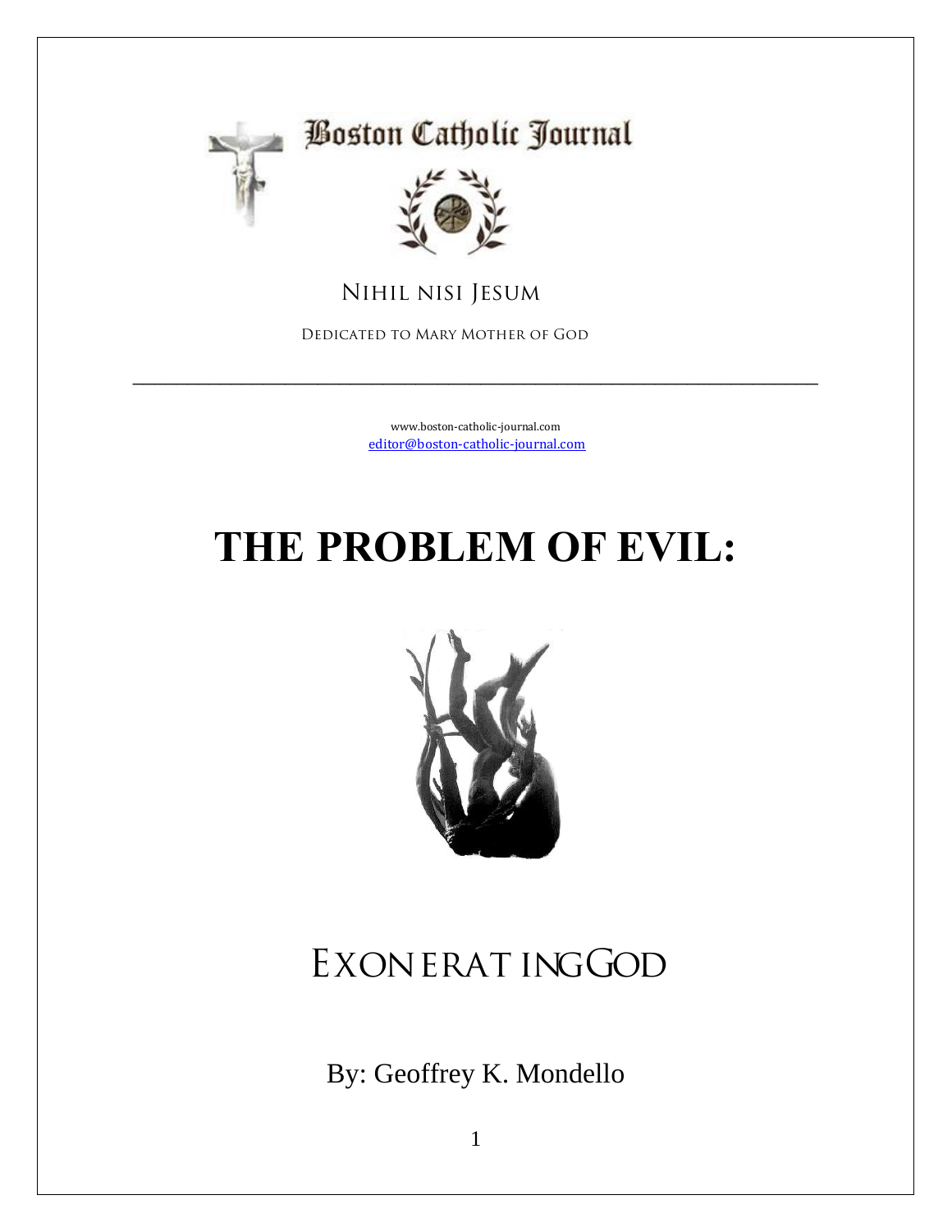Boston Catholic Journal

Nihil nisi Jesum

Dedicated to Mary Mother of God

---

www.boston-catholic-journal.com
editor@boston-catholic-journal.com

# THE PROBLEM OF EVIL:

## Exonerating God

By: Geoffrey K. Mondello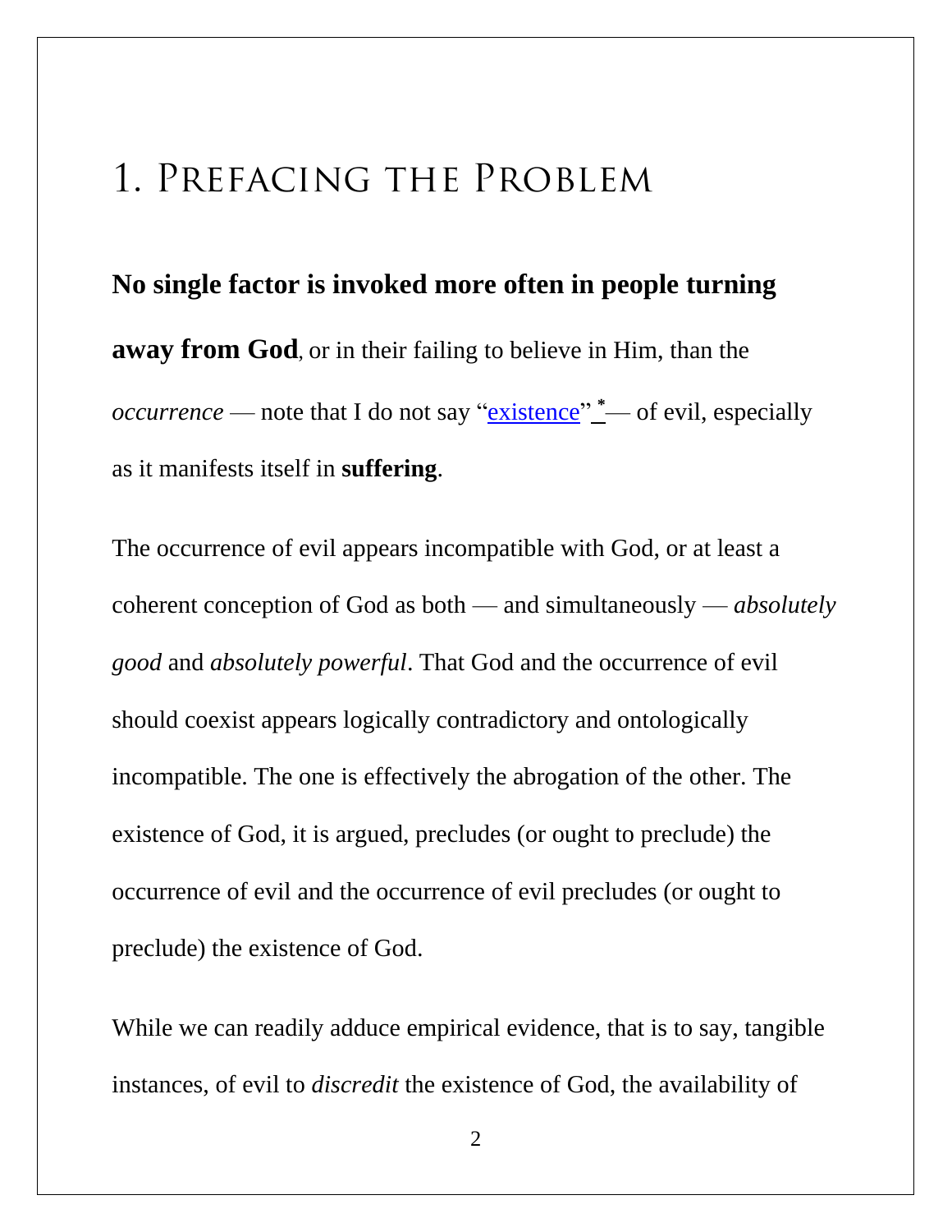# 1. Prefacing the Problem

**No single factor is invoked more often in people turning away from God**, or in their failing to believe in Him, than the *occurrence* — note that I do not say "existence" * — of evil, especially as it manifests itself in **suffering**.

The occurrence of evil appears incompatible with God, or at least a coherent conception of God as both — and simultaneously — *absolutely good* and *absolutely powerful*. That God and the occurrence of evil should coexist appears logically contradictory and ontologically incompatible. The one is effectively the abrogation of the other. The existence of God, it is argued, precludes (or ought to preclude) the occurrence of evil and the occurrence of evil precludes (or ought to preclude) the existence of God.

While we can readily adduce empirical evidence, that is to say, tangible instances, of evil to *discredit* the existence of God, the availability of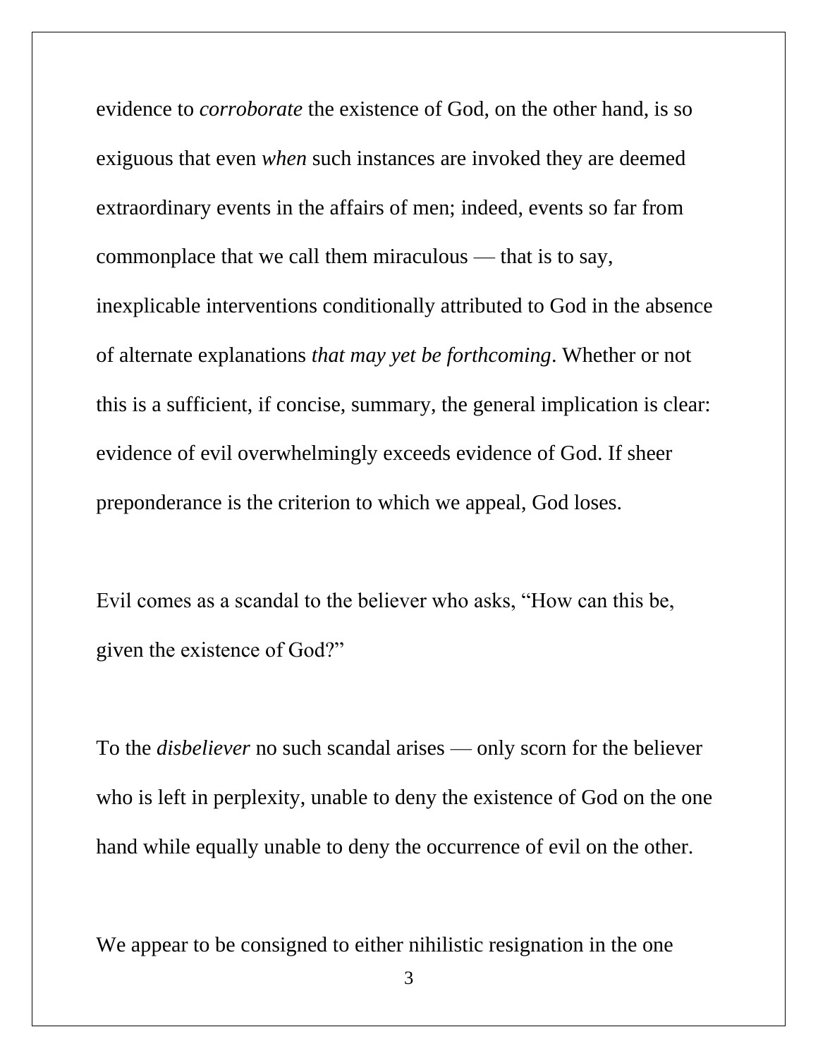evidence to *corroborate* the existence of God, on the other hand, is so exiguous that even *when* such instances are invoked they are deemed extraordinary events in the affairs of men; indeed, events so far from commonplace that we call them miraculous — that is to say, inexplicable interventions conditionally attributed to God in the absence of alternate explanations *that may yet be forthcoming*. Whether or not this is a sufficient, if concise, summary, the general implication is clear: evidence of evil overwhelmingly exceeds evidence of God. If sheer preponderance is the criterion to which we appeal, God loses.

Evil comes as a scandal to the believer who asks, "How can this be, given the existence of God?"

To the *disbeliever* no such scandal arises — only scorn for the believer who is left in perplexity, unable to deny the existence of God on the one hand while equally unable to deny the occurrence of evil on the other.

We appear to be consigned to either nihilistic resignation in the one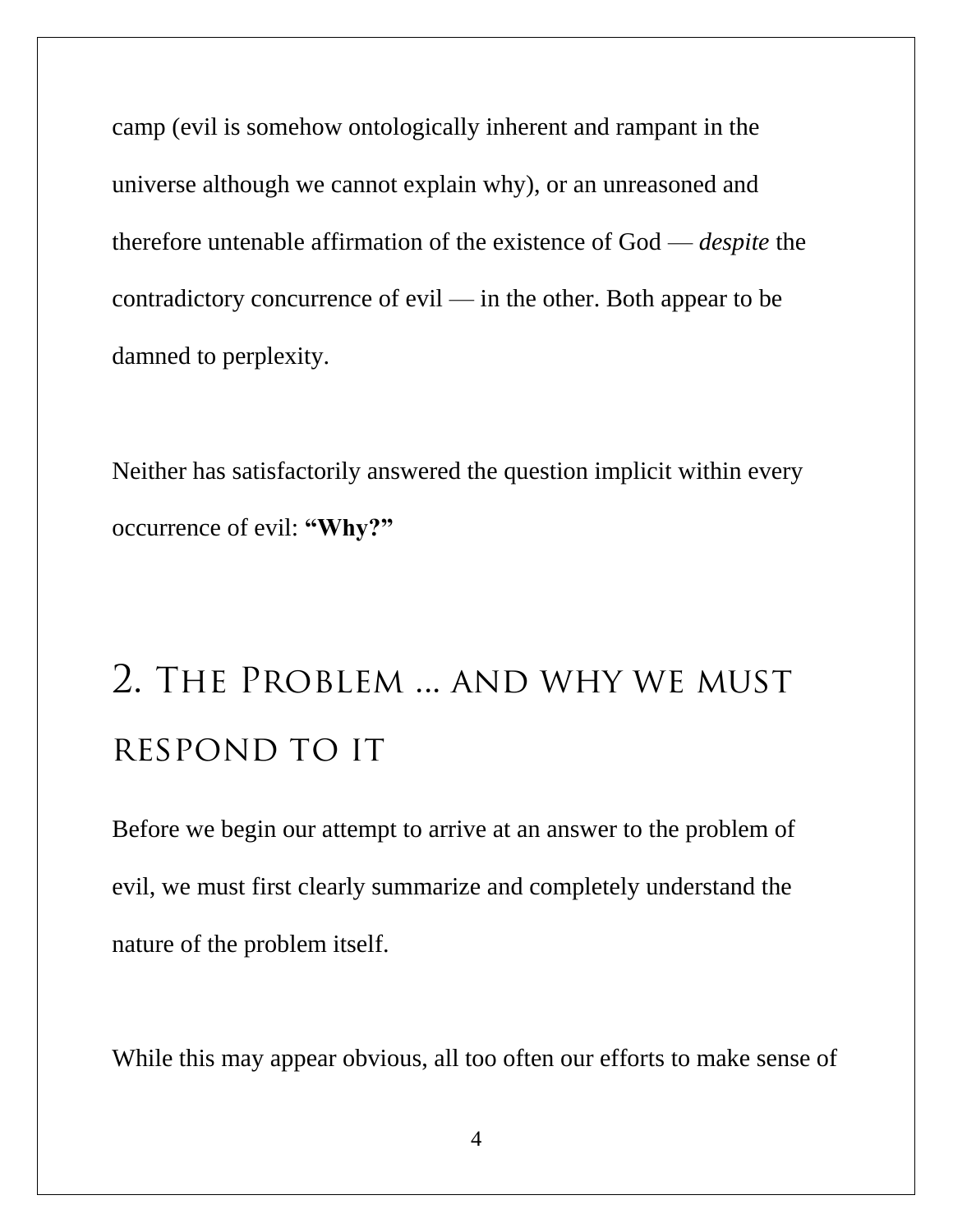camp (evil is somehow ontologically inherent and rampant in the universe although we cannot explain why), or an unreasoned and therefore untenable affirmation of the existence of God — *despite* the contradictory concurrence of evil — in the other. Both appear to be damned to perplexity.

Neither has satisfactorily answered the question implicit within every occurrence of evil: **"Why?"**

## 2. The Problem … and why we must respond to it

Before we begin our attempt to arrive at an answer to the problem of evil, we must first clearly summarize and completely understand the nature of the problem itself.

While this may appear obvious, all too often our efforts to make sense of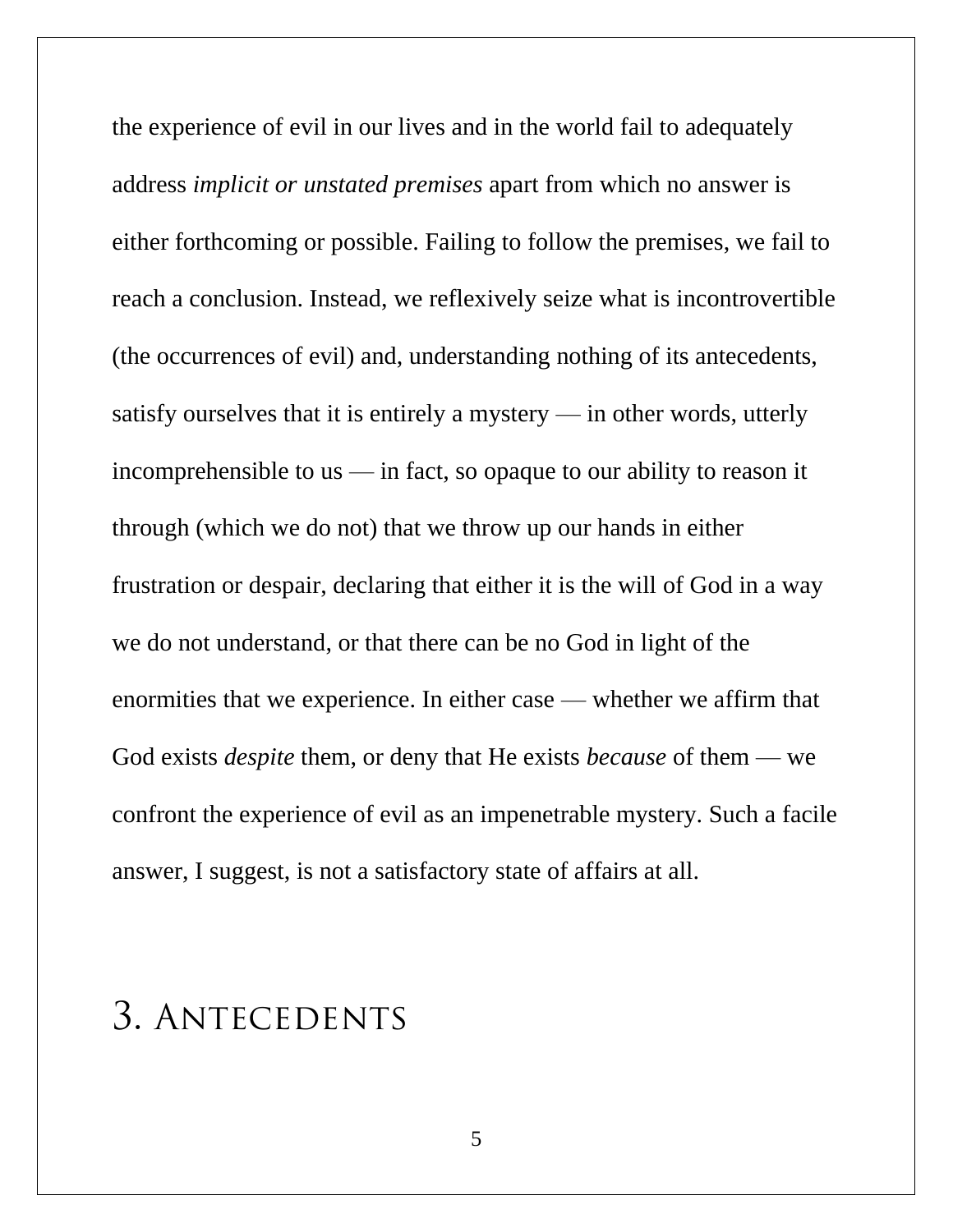the experience of evil in our lives and in the world fail to adequately address *implicit or unstated premises* apart from which no answer is either forthcoming or possible. Failing to follow the premises, we fail to reach a conclusion. Instead, we reflexively seize what is incontrovertible (the occurrences of evil) and, understanding nothing of its antecedents, satisfy ourselves that it is entirely a mystery — in other words, utterly incomprehensible to us — in fact, so opaque to our ability to reason it through (which we do not) that we throw up our hands in either frustration or despair, declaring that either it is the will of God in a way we do not understand, or that there can be no God in light of the enormities that we experience. In either case — whether we affirm that God exists *despite* them, or deny that He exists *because* of them — we confront the experience of evil as an impenetrable mystery. Such a facile answer, I suggest, is not a satisfactory state of affairs at all.

## 3. Antecedents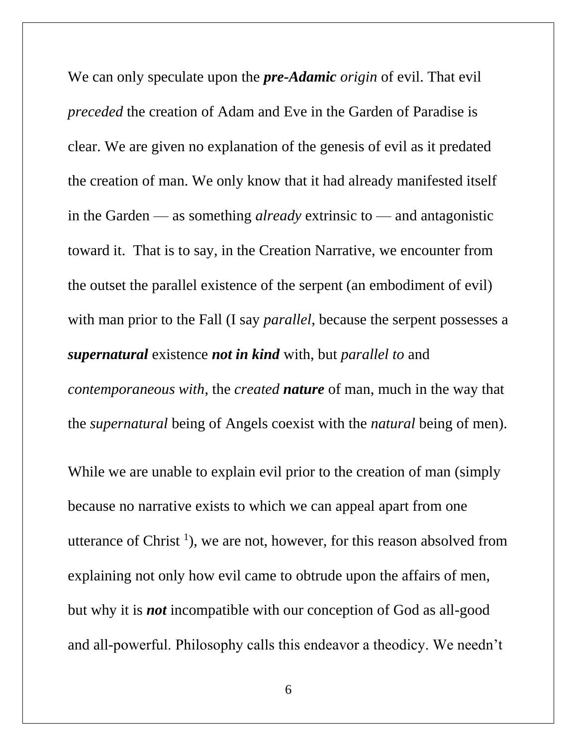We can only speculate upon the ***pre-Adamic*** *origin* of evil. That evil *preceded* the creation of Adam and Eve in the Garden of Paradise is clear. We are given no explanation of the genesis of evil as it predated the creation of man. We only know that it had already manifested itself in the Garden — as something *already* extrinsic to — and antagonistic toward it. That is to say, in the Creation Narrative, we encounter from the outset the parallel existence of the serpent (an embodiment of evil) with man prior to the Fall (I say *parallel*, because the serpent possesses a ***supernatural*** existence ***not in kind*** with, but *parallel to* and *contemporaneous with*, the *created* ***nature*** of man, much in the way that the *supernatural* being of Angels coexist with the *natural* being of men).

While we are unable to explain evil prior to the creation of man (simply because no narrative exists to which we can appeal apart from one utterance of Christ [1]), we are not, however, for this reason absolved from explaining not only how evil came to obtrude upon the affairs of men, but why it is ***not*** incompatible with our conception of God as all-good and all-powerful. Philosophy calls this endeavor a theodicy. We needn't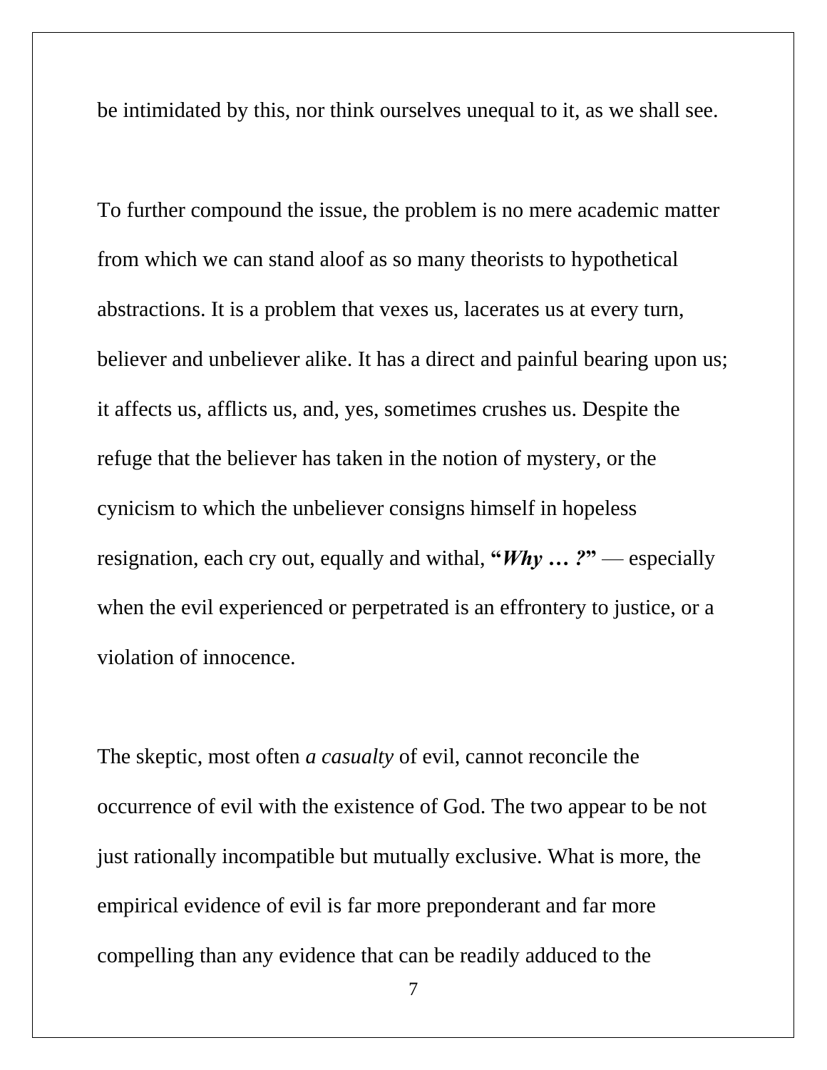be intimidated by this, nor think ourselves unequal to it, as we shall see.

To further compound the issue, the problem is no mere academic matter from which we can stand aloof as so many theorists to hypothetical abstractions. It is a problem that vexes us, lacerates us at every turn, believer and unbeliever alike. It has a direct and painful bearing upon us; it affects us, afflicts us, and, yes, sometimes crushes us. Despite the refuge that the believer has taken in the notion of mystery, or the cynicism to which the unbeliever consigns himself in hopeless resignation, each cry out, equally and withal, **"*Why … ?*"** — especially when the evil experienced or perpetrated is an effrontery to justice, or a violation of innocence.

The skeptic, most often *a casualty* of evil, cannot reconcile the occurrence of evil with the existence of God. The two appear to be not just rationally incompatible but mutually exclusive. What is more, the empirical evidence of evil is far more preponderant and far more compelling than any evidence that can be readily adduced to the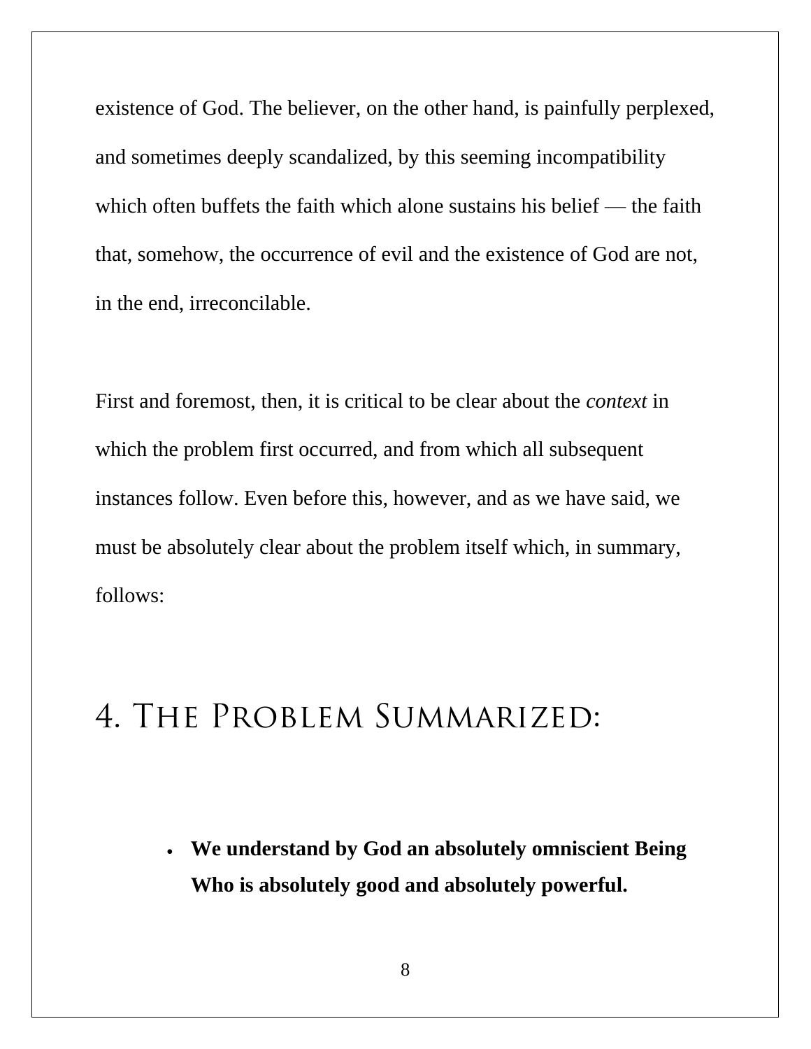existence of God. The believer, on the other hand, is painfully perplexed, and sometimes deeply scandalized, by this seeming incompatibility which often buffets the faith which alone sustains his belief — the faith that, somehow, the occurrence of evil and the existence of God are not, in the end, irreconcilable.

First and foremost, then, it is critical to be clear about the *context* in which the problem first occurred, and from which all subsequent instances follow. Even before this, however, and as we have said, we must be absolutely clear about the problem itself which, in summary, follows:

## 4. The Problem Summarized:

- **We understand by God an absolutely omniscient Being Who is absolutely good and absolutely powerful.**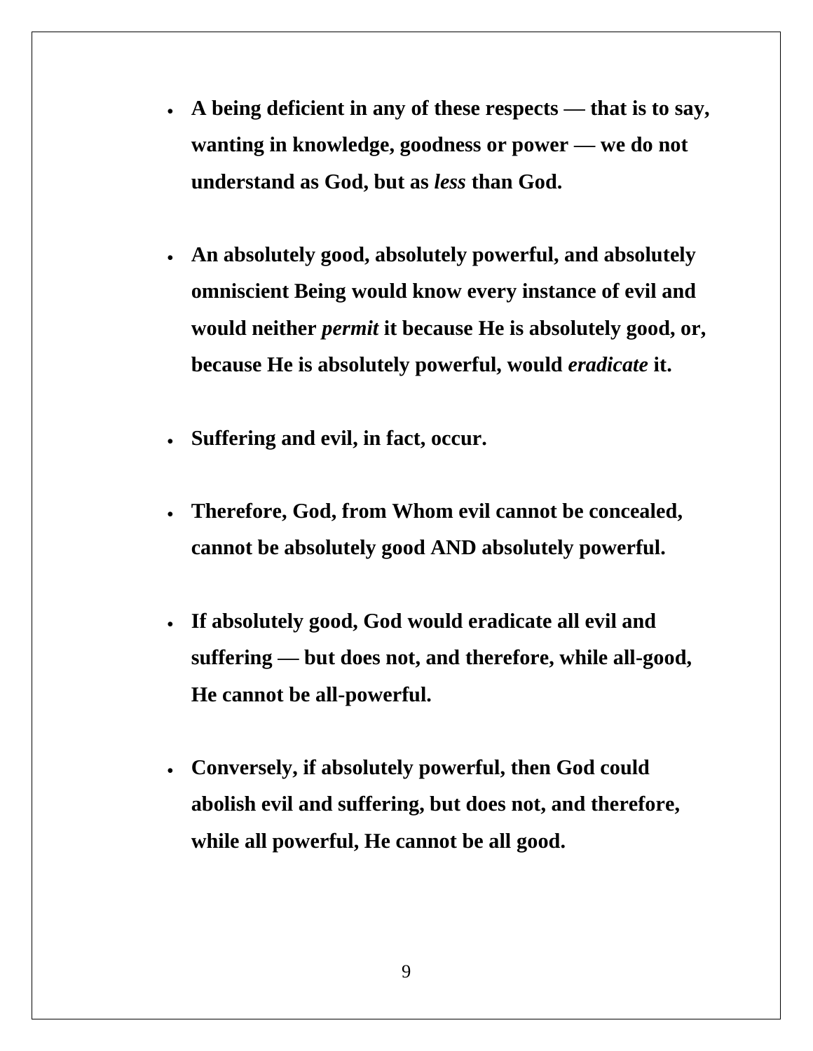- **A being deficient in any of these respects — that is to say, wanting in knowledge, goodness or power — we do not understand as God, but as *less* than God.**

- **An absolutely good, absolutely powerful, and absolutely omniscient Being would know every instance of evil and would neither *permit* it because He is absolutely good, or, because He is absolutely powerful, would *eradicate* it.**

- **Suffering and evil, in fact, occur.**

- **Therefore, God, from Whom evil cannot be concealed, cannot be absolutely good AND absolutely powerful.**

- **If absolutely good, God would eradicate all evil and suffering — but does not, and therefore, while all-good, He cannot be all-powerful.**

- **Conversely, if absolutely powerful, then God could abolish evil and suffering, but does not, and therefore, while all powerful, He cannot be all good.**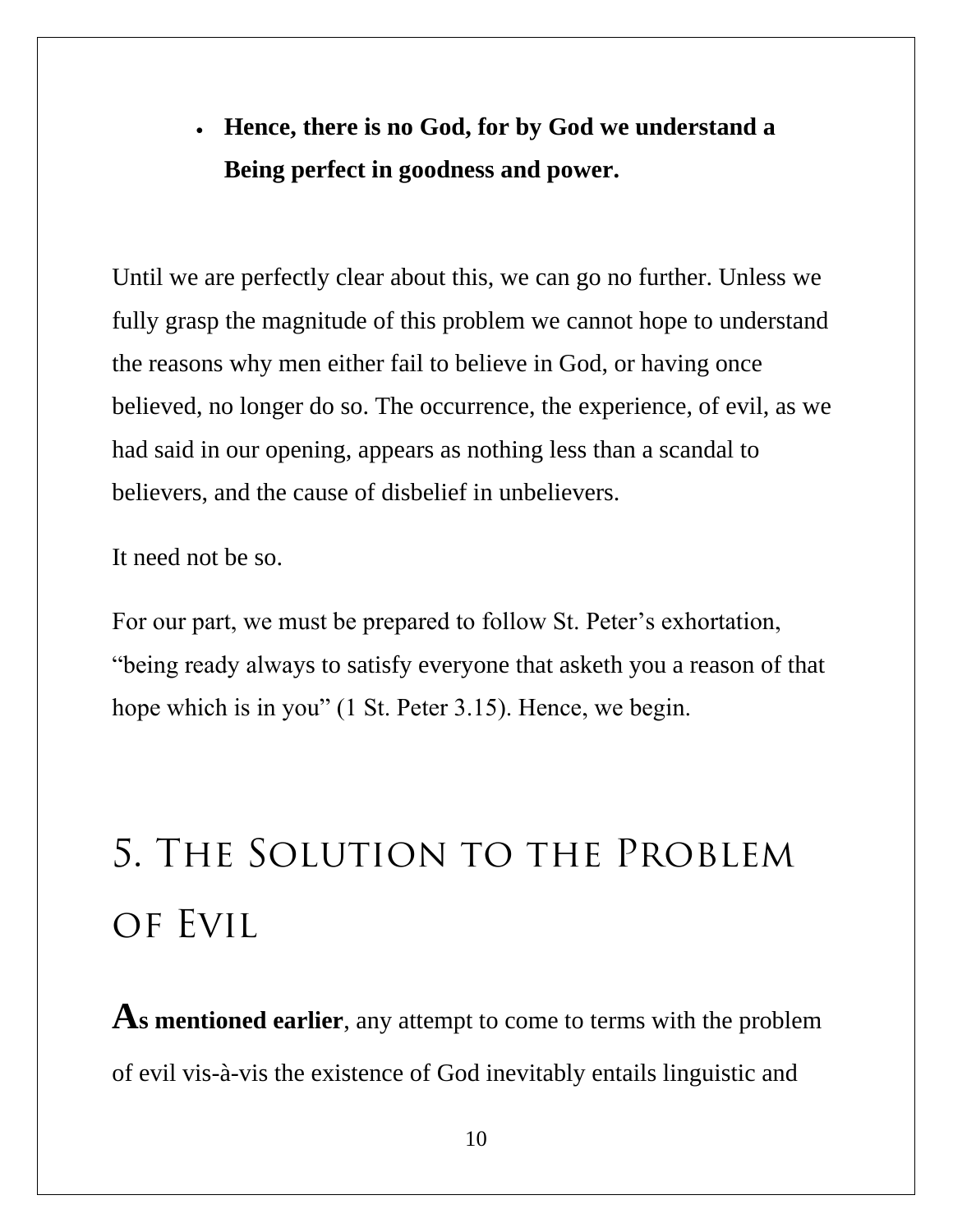- **Hence, there is no God, for by God we understand a Being perfect in goodness and power.**

Until we are perfectly clear about this, we can go no further. Unless we fully grasp the magnitude of this problem we cannot hope to understand the reasons why men either fail to believe in God, or having once believed, no longer do so. The occurrence, the experience, of evil, as we had said in our opening, appears as nothing less than a scandal to believers, and the cause of disbelief in unbelievers.

It need not be so.

For our part, we must be prepared to follow St. Peter's exhortation, "being ready always to satisfy everyone that asketh you a reason of that hope which is in you" (1 St. Peter 3.15). Hence, we begin.

# 5. The Solution to the Problem of Evil

**As mentioned earlier**, any attempt to come to terms with the problem of evil vis-à-vis the existence of God inevitably entails linguistic and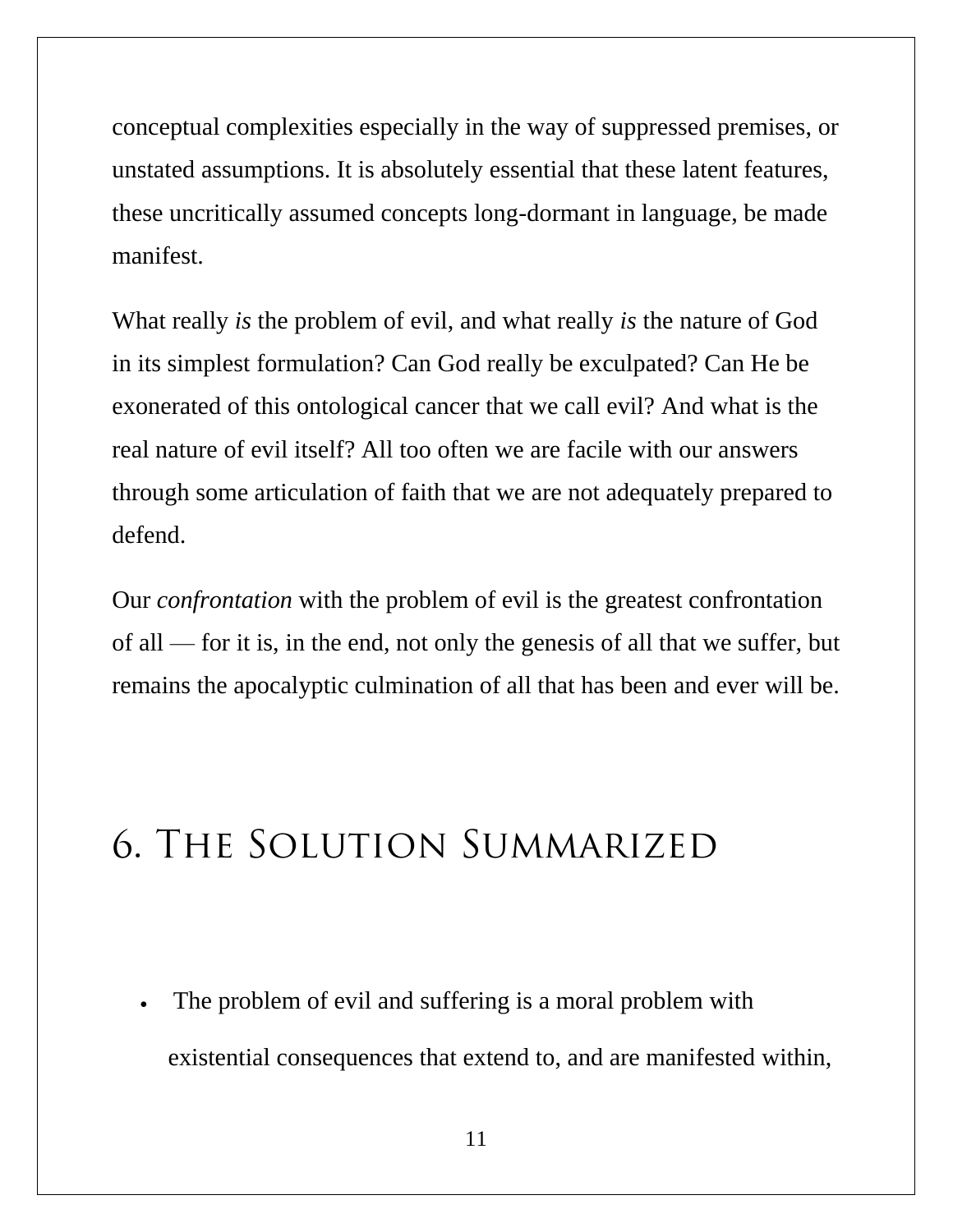conceptual complexities especially in the way of suppressed premises, or unstated assumptions. It is absolutely essential that these latent features, these uncritically assumed concepts long-dormant in language, be made manifest.

What really *is* the problem of evil, and what really *is* the nature of God in its simplest formulation? Can God really be exculpated? Can He be exonerated of this ontological cancer that we call evil? And what is the real nature of evil itself? All too often we are facile with our answers through some articulation of faith that we are not adequately prepared to defend.

Our *confrontation* with the problem of evil is the greatest confrontation of all — for it is, in the end, not only the genesis of all that we suffer, but remains the apocalyptic culmination of all that has been and ever will be.

# 6. The Solution Summarized

- The problem of evil and suffering is a moral problem with existential consequences that extend to, and are manifested within,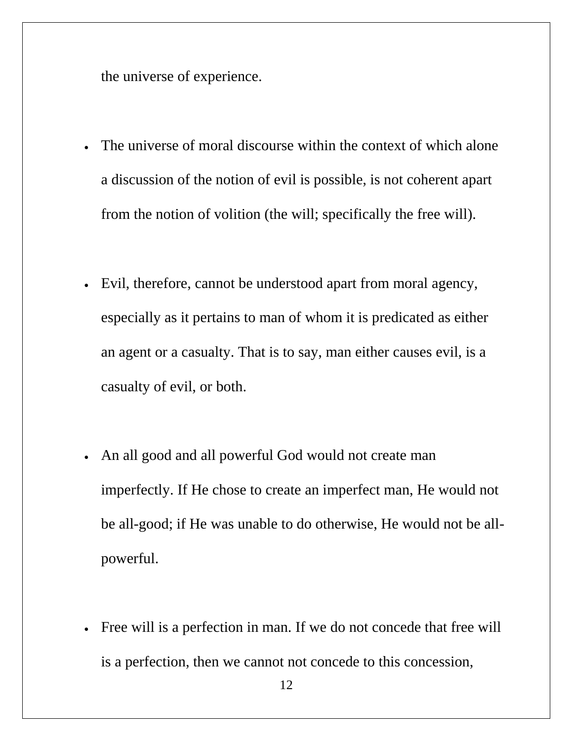the universe of experience.

- The universe of moral discourse within the context of which alone a discussion of the notion of evil is possible, is not coherent apart from the notion of volition (the will; specifically the free will).

- Evil, therefore, cannot be understood apart from moral agency, especially as it pertains to man of whom it is predicated as either an agent or a casualty. That is to say, man either causes evil, is a casualty of evil, or both.

- An all good and all powerful God would not create man imperfectly. If He chose to create an imperfect man, He would not be all-good; if He was unable to do otherwise, He would not be all-powerful.

- Free will is a perfection in man. If we do not concede that free will is a perfection, then we cannot not concede to this concession,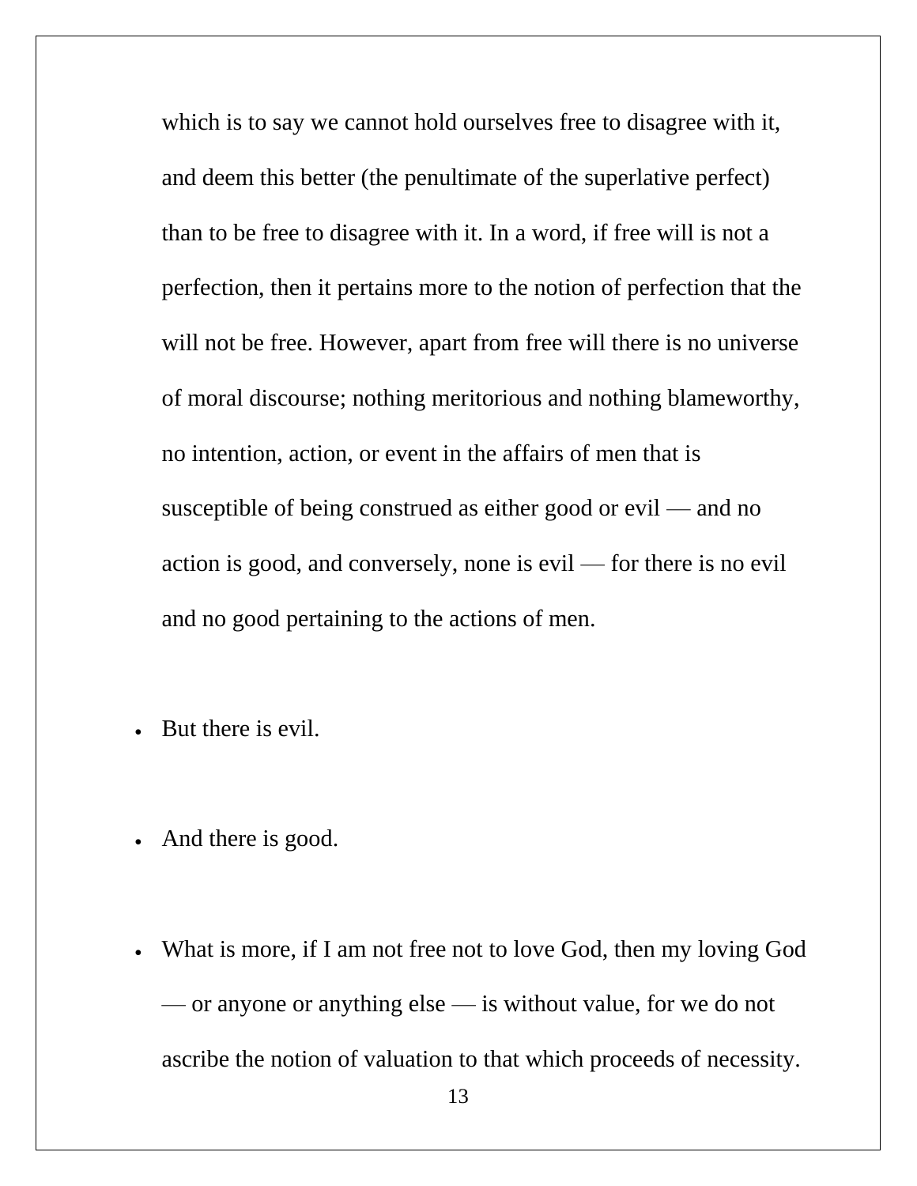which is to say we cannot hold ourselves free to disagree with it, and deem this better (the penultimate of the superlative perfect) than to be free to disagree with it. In a word, if free will is not a perfection, then it pertains more to the notion of perfection that the will not be free. However, apart from free will there is no universe of moral discourse; nothing meritorious and nothing blameworthy, no intention, action, or event in the affairs of men that is susceptible of being construed as either good or evil — and no action is good, and conversely, none is evil — for there is no evil and no good pertaining to the actions of men.

- But there is evil.

- And there is good.

- What is more, if I am not free not to love God, then my loving God — or anyone or anything else — is without value, for we do not ascribe the notion of valuation to that which proceeds of necessity.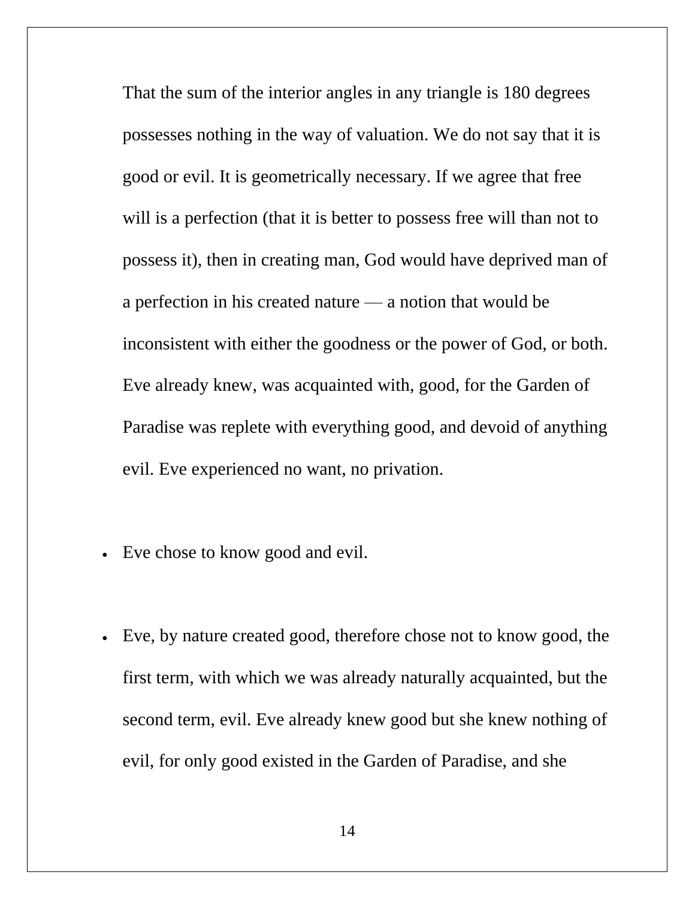That the sum of the interior angles in any triangle is 180 degrees possesses nothing in the way of valuation. We do not say that it is good or evil. It is geometrically necessary. If we agree that free will is a perfection (that it is better to possess free will than not to possess it), then in creating man, God would have deprived man of a perfection in his created nature — a notion that would be inconsistent with either the goodness or the power of God, or both. Eve already knew, was acquainted with, good, for the Garden of Paradise was replete with everything good, and devoid of anything evil. Eve experienced no want, no privation.

- Eve chose to know good and evil.

- Eve, by nature created good, therefore chose not to know good, the first term, with which we was already naturally acquainted, but the second term, evil. Eve already knew good but she knew nothing of evil, for only good existed in the Garden of Paradise, and she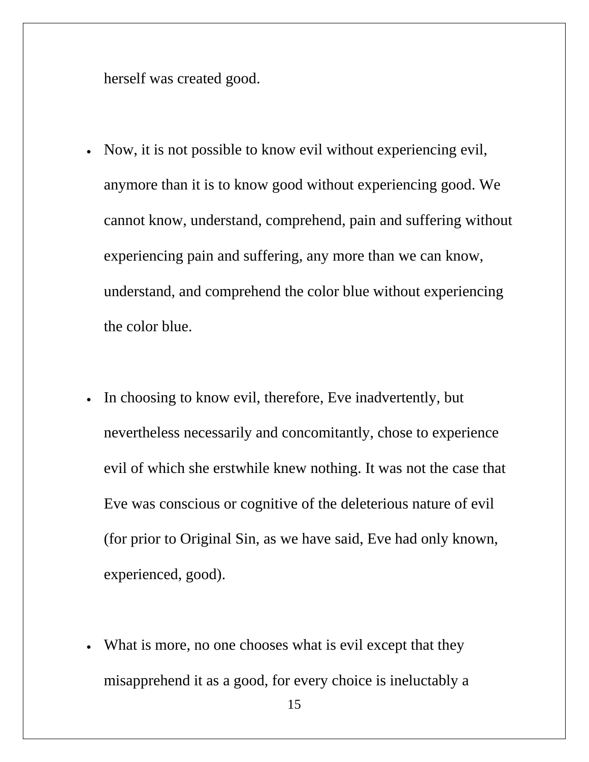herself was created good.

- Now, it is not possible to know evil without experiencing evil, anymore than it is to know good without experiencing good. We cannot know, understand, comprehend, pain and suffering without experiencing pain and suffering, any more than we can know, understand, and comprehend the color blue without experiencing the color blue.

- In choosing to know evil, therefore, Eve inadvertently, but nevertheless necessarily and concomitantly, chose to experience evil of which she erstwhile knew nothing. It was not the case that Eve was conscious or cognitive of the deleterious nature of evil (for prior to Original Sin, as we have said, Eve had only known, experienced, good).

- What is more, no one chooses what is evil except that they misapprehend it as a good, for every choice is ineluctably a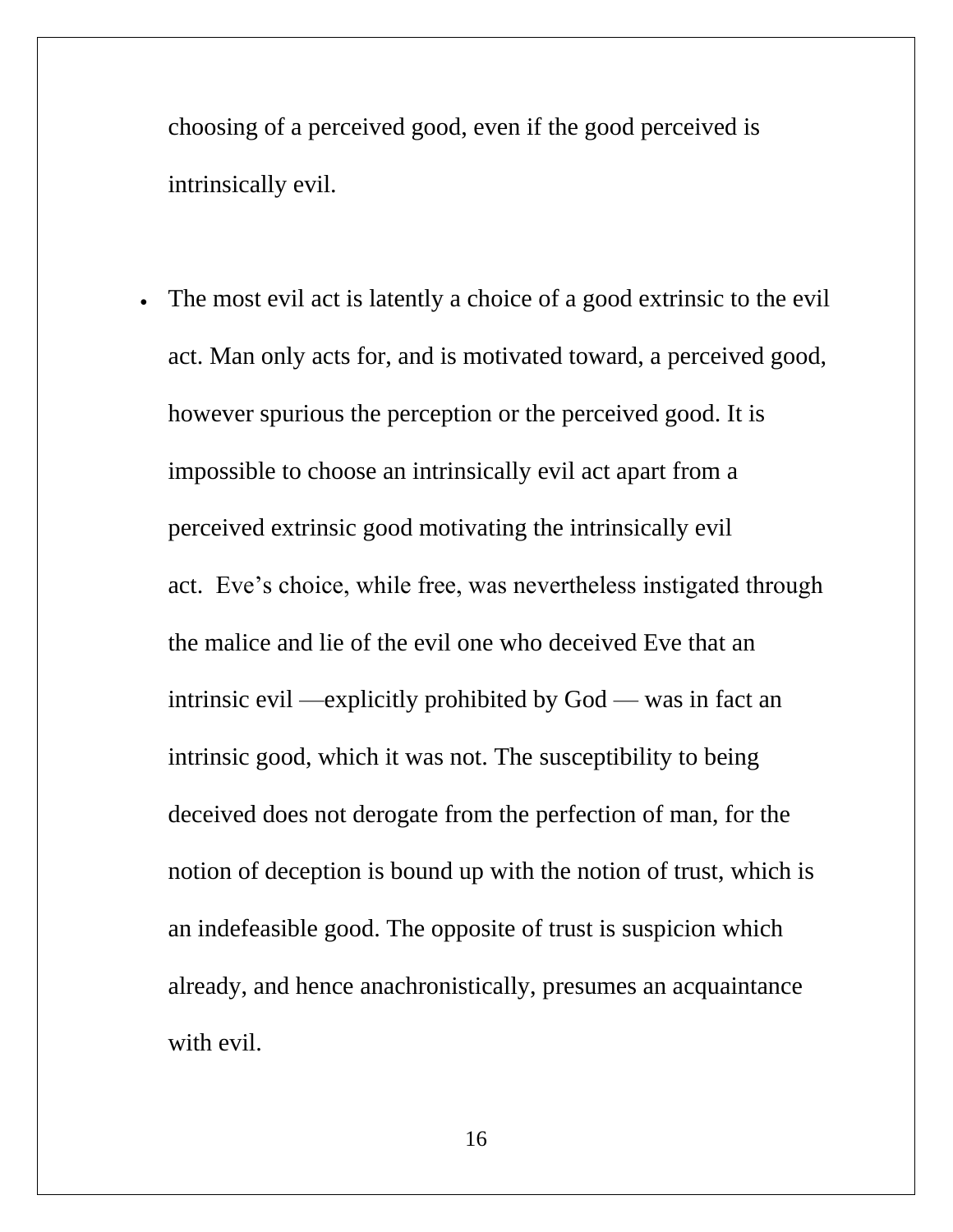choosing of a perceived good, even if the good perceived is intrinsically evil.

- The most evil act is latently a choice of a good extrinsic to the evil act. Man only acts for, and is motivated toward, a perceived good, however spurious the perception or the perceived good. It is impossible to choose an intrinsically evil act apart from a perceived extrinsic good motivating the intrinsically evil act. Eve's choice, while free, was nevertheless instigated through the malice and lie of the evil one who deceived Eve that an intrinsic evil —explicitly prohibited by God — was in fact an intrinsic good, which it was not. The susceptibility to being deceived does not derogate from the perfection of man, for the notion of deception is bound up with the notion of trust, which is an indefeasible good. The opposite of trust is suspicion which already, and hence anachronistically, presumes an acquaintance with evil.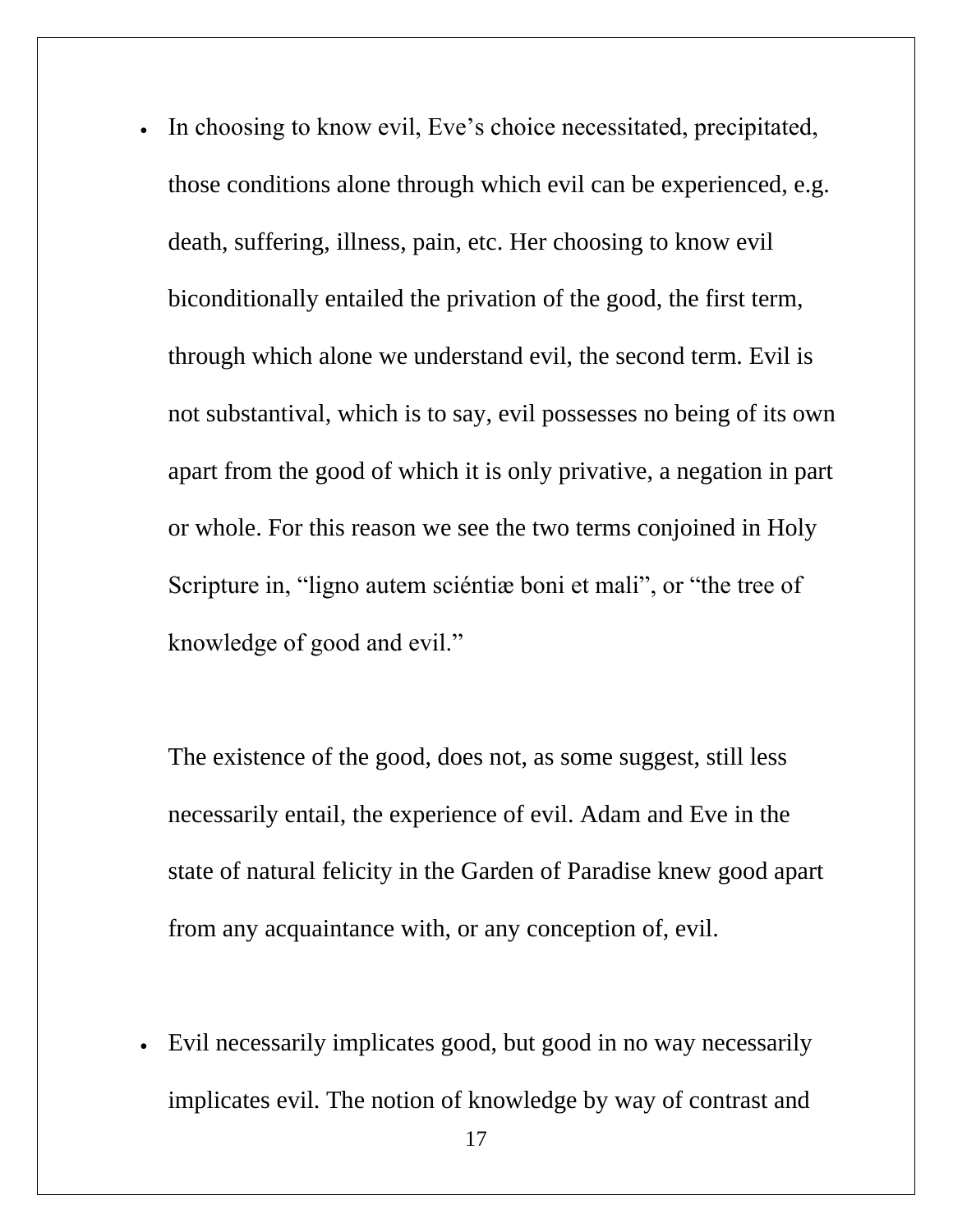- In choosing to know evil, Eve's choice necessitated, precipitated, those conditions alone through which evil can be experienced, e.g. death, suffering, illness, pain, etc. Her choosing to know evil biconditionally entailed the privation of the good, the first term, through which alone we understand evil, the second term. Evil is not substantival, which is to say, evil possesses no being of its own apart from the good of which it is only privative, a negation in part or whole. For this reason we see the two terms conjoined in Holy Scripture in, "ligno autem sciéntiæ boni et mali", or "the tree of knowledge of good and evil."

  The existence of the good, does not, as some suggest, still less necessarily entail, the experience of evil. Adam and Eve in the state of natural felicity in the Garden of Paradise knew good apart from any acquaintance with, or any conception of, evil.

- Evil necessarily implicates good, but good in no way necessarily implicates evil. The notion of knowledge by way of contrast and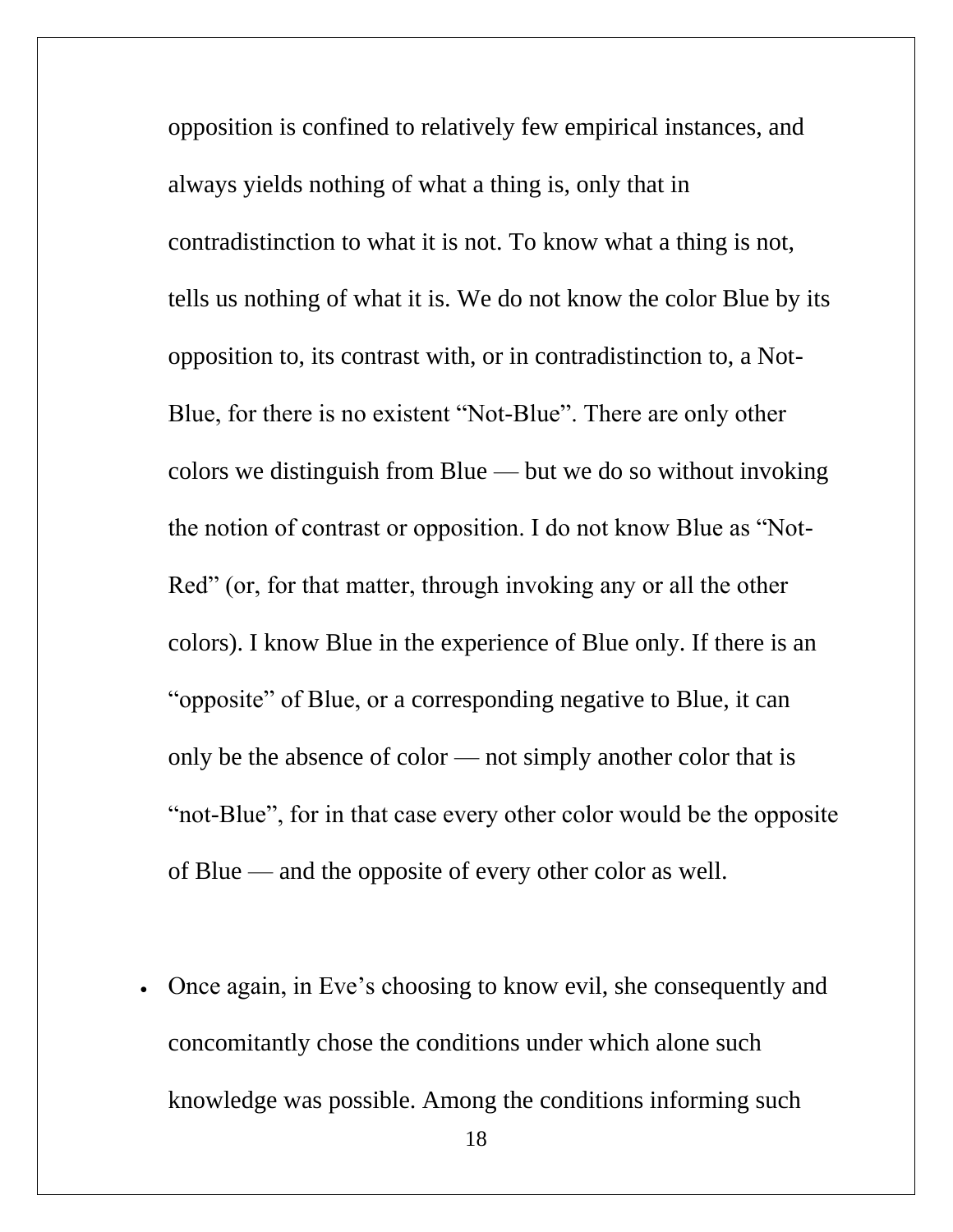opposition is confined to relatively few empirical instances, and always yields nothing of what a thing is, only that in contradistinction to what it is not. To know what a thing is not, tells us nothing of what it is. We do not know the color Blue by its opposition to, its contrast with, or in contradistinction to, a Not-Blue, for there is no existent "Not-Blue". There are only other colors we distinguish from Blue — but we do so without invoking the notion of contrast or opposition. I do not know Blue as "Not-Red" (or, for that matter, through invoking any or all the other colors). I know Blue in the experience of Blue only. If there is an "opposite" of Blue, or a corresponding negative to Blue, it can only be the absence of color — not simply another color that is "not-Blue", for in that case every other color would be the opposite of Blue — and the opposite of every other color as well.

- Once again, in Eve's choosing to know evil, she consequently and concomitantly chose the conditions under which alone such knowledge was possible. Among the conditions informing such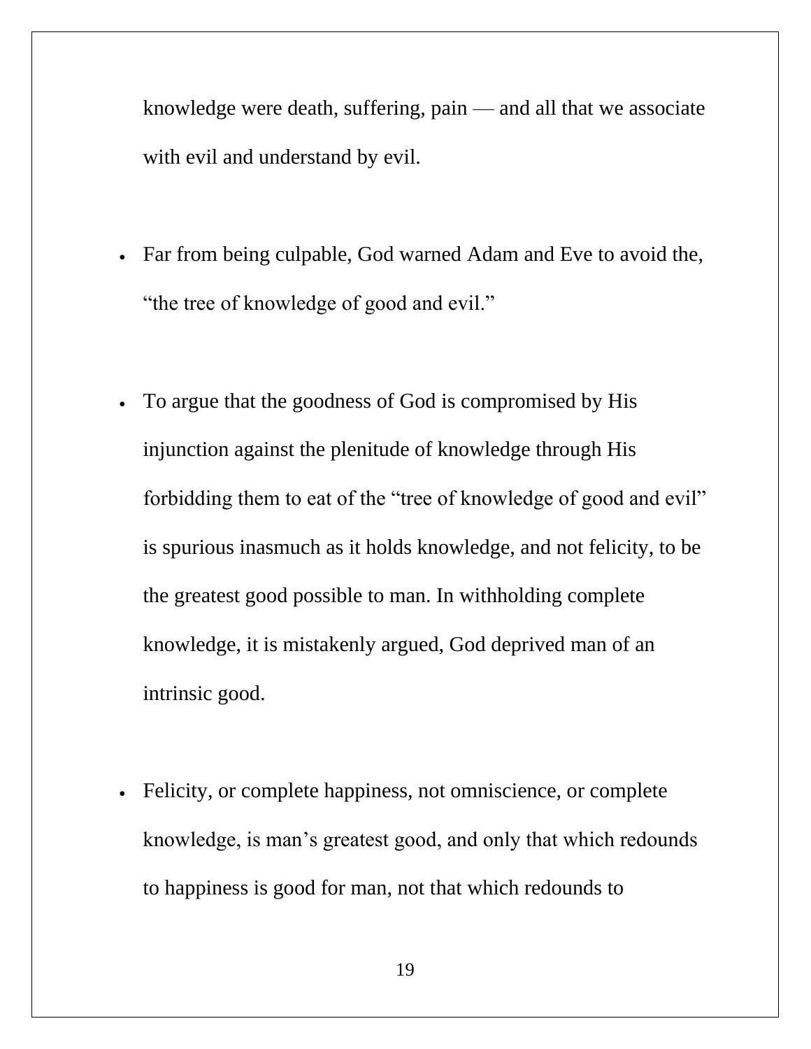knowledge were death, suffering, pain — and all that we associate with evil and understand by evil.

- Far from being culpable, God warned Adam and Eve to avoid the, “the tree of knowledge of good and evil.”

- To argue that the goodness of God is compromised by His injunction against the plenitude of knowledge through His forbidding them to eat of the “tree of knowledge of good and evil” is spurious inasmuch as it holds knowledge, and not felicity, to be the greatest good possible to man. In withholding complete knowledge, it is mistakenly argued, God deprived man of an intrinsic good.

- Felicity, or complete happiness, not omniscience, or complete knowledge, is man’s greatest good, and only that which redounds to happiness is good for man, not that which redounds to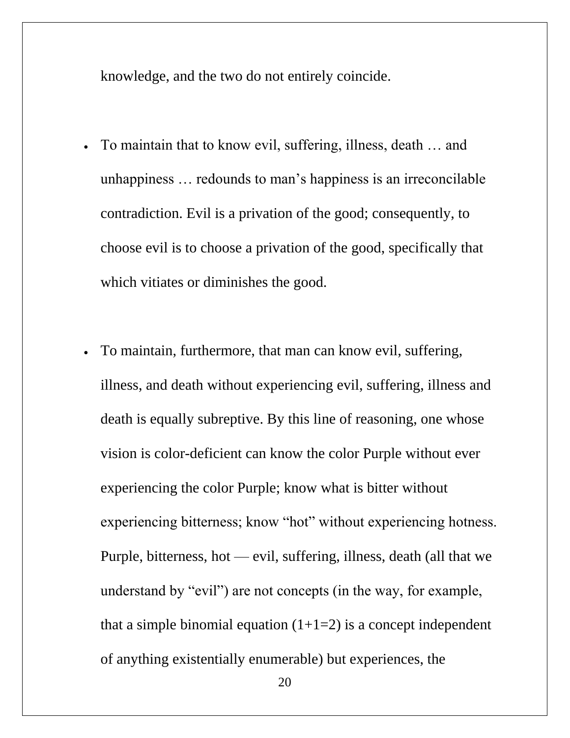knowledge, and the two do not entirely coincide.

- To maintain that to know evil, suffering, illness, death … and unhappiness … redounds to man's happiness is an irreconcilable contradiction. Evil is a privation of the good; consequently, to choose evil is to choose a privation of the good, specifically that which vitiates or diminishes the good.

- To maintain, furthermore, that man can know evil, suffering, illness, and death without experiencing evil, suffering, illness and death is equally subreptive. By this line of reasoning, one whose vision is color-deficient can know the color Purple without ever experiencing the color Purple; know what is bitter without experiencing bitterness; know "hot" without experiencing hotness. Purple, bitterness, hot — evil, suffering, illness, death (all that we understand by "evil") are not concepts (in the way, for example, that a simple binomial equation (1+1=2) is a concept independent of anything existentially enumerable) but experiences, the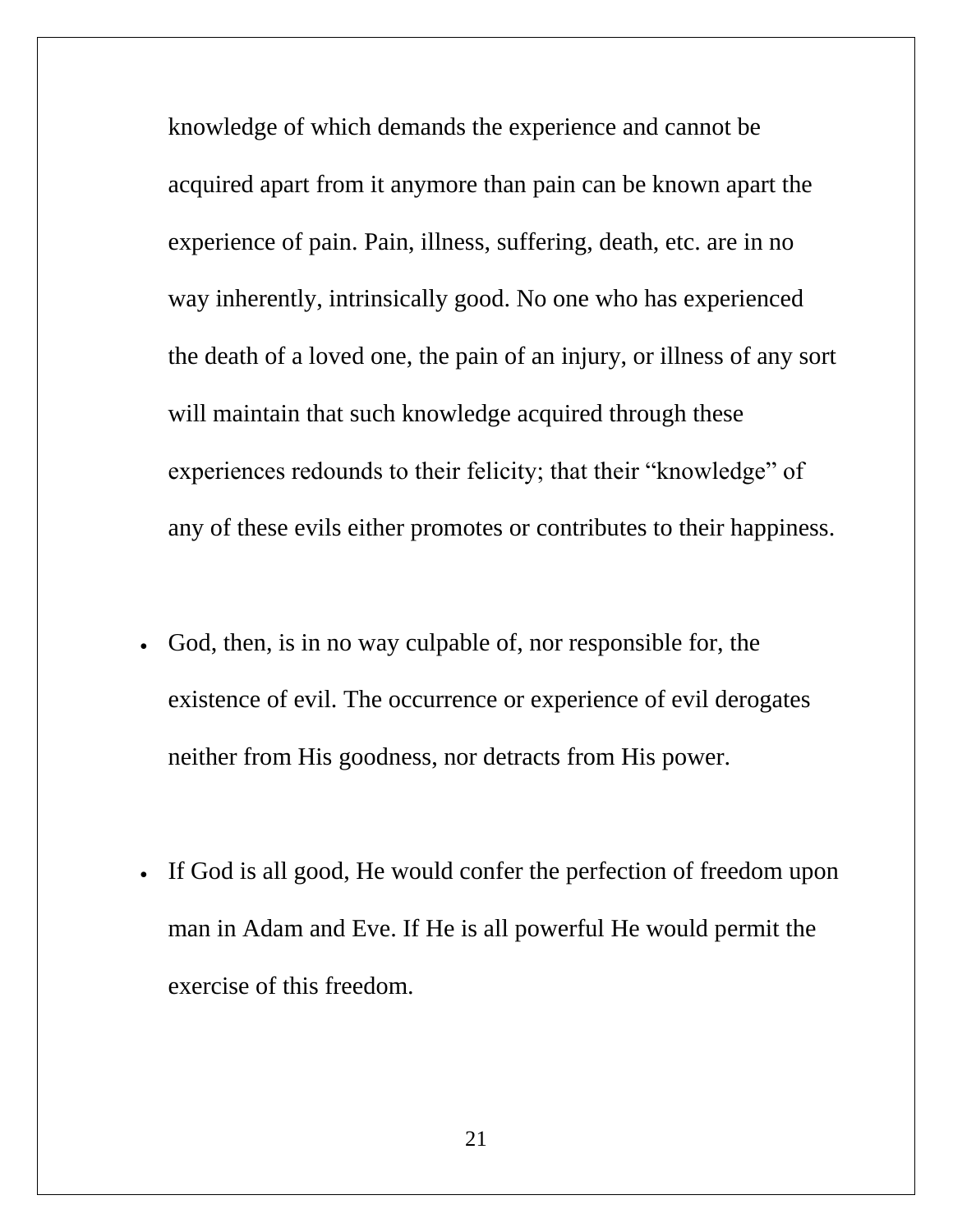knowledge of which demands the experience and cannot be acquired apart from it anymore than pain can be known apart the experience of pain. Pain, illness, suffering, death, etc. are in no way inherently, intrinsically good. No one who has experienced the death of a loved one, the pain of an injury, or illness of any sort will maintain that such knowledge acquired through these experiences redounds to their felicity; that their "knowledge" of any of these evils either promotes or contributes to their happiness.

- God, then, is in no way culpable of, nor responsible for, the existence of evil. The occurrence or experience of evil derogates neither from His goodness, nor detracts from His power.

- If God is all good, He would confer the perfection of freedom upon man in Adam and Eve. If He is all powerful He would permit the exercise of this freedom.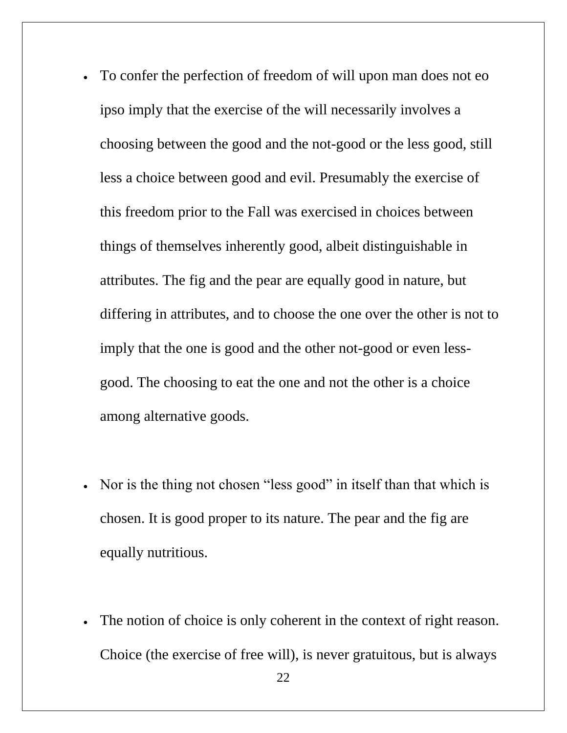- To confer the perfection of freedom of will upon man does not eo ipso imply that the exercise of the will necessarily involves a choosing between the good and the not-good or the less good, still less a choice between good and evil. Presumably the exercise of this freedom prior to the Fall was exercised in choices between things of themselves inherently good, albeit distinguishable in attributes. The fig and the pear are equally good in nature, but differing in attributes, and to choose the one over the other is not to imply that the one is good and the other not-good or even less-good. The choosing to eat the one and not the other is a choice among alternative goods.

- Nor is the thing not chosen "less good" in itself than that which is chosen. It is good proper to its nature. The pear and the fig are equally nutritious.

- The notion of choice is only coherent in the context of right reason. Choice (the exercise of free will), is never gratuitous, but is always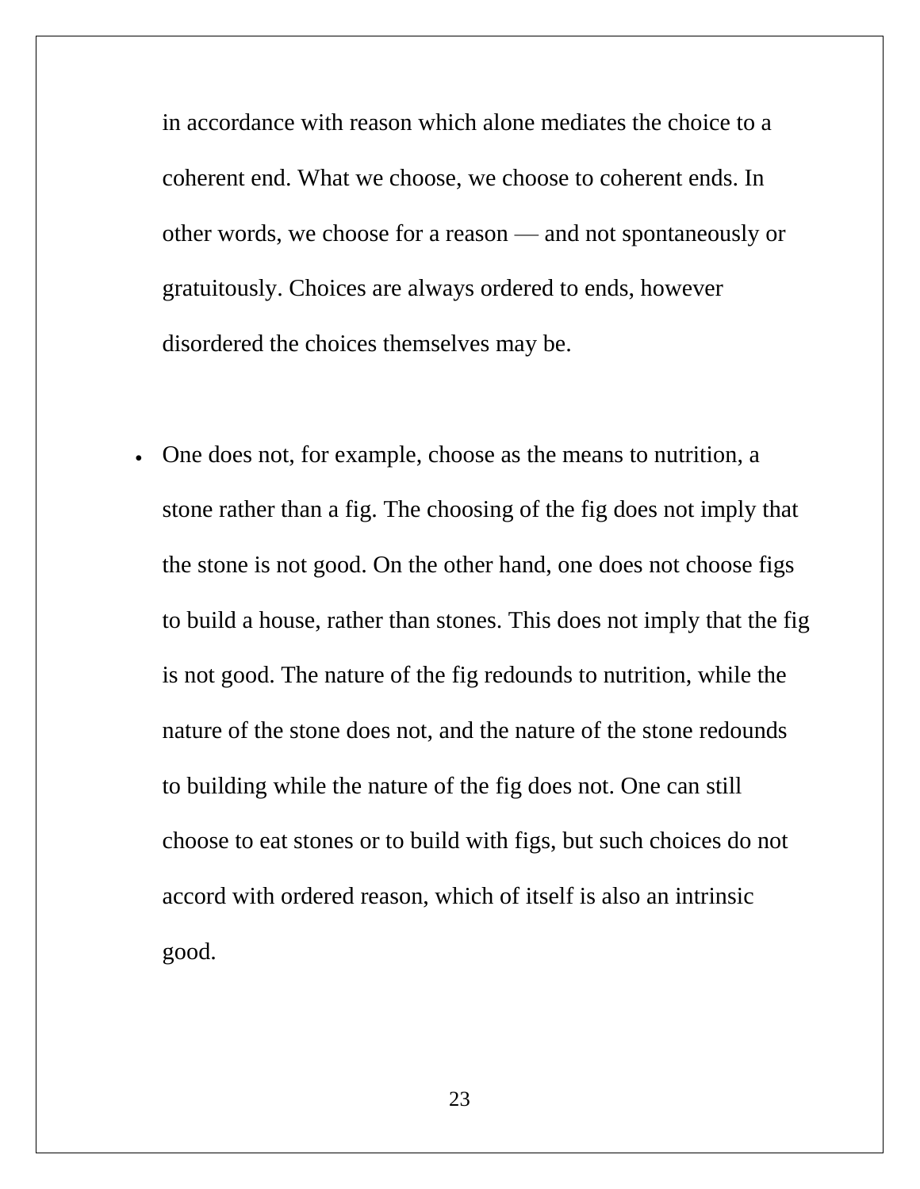in accordance with reason which alone mediates the choice to a coherent end. What we choose, we choose to coherent ends. In other words, we choose for a reason — and not spontaneously or gratuitously. Choices are always ordered to ends, however disordered the choices themselves may be.

- One does not, for example, choose as the means to nutrition, a stone rather than a fig. The choosing of the fig does not imply that the stone is not good. On the other hand, one does not choose figs to build a house, rather than stones. This does not imply that the fig is not good. The nature of the fig redounds to nutrition, while the nature of the stone does not, and the nature of the stone redounds to building while the nature of the fig does not. One can still choose to eat stones or to build with figs, but such choices do not accord with ordered reason, which of itself is also an intrinsic good.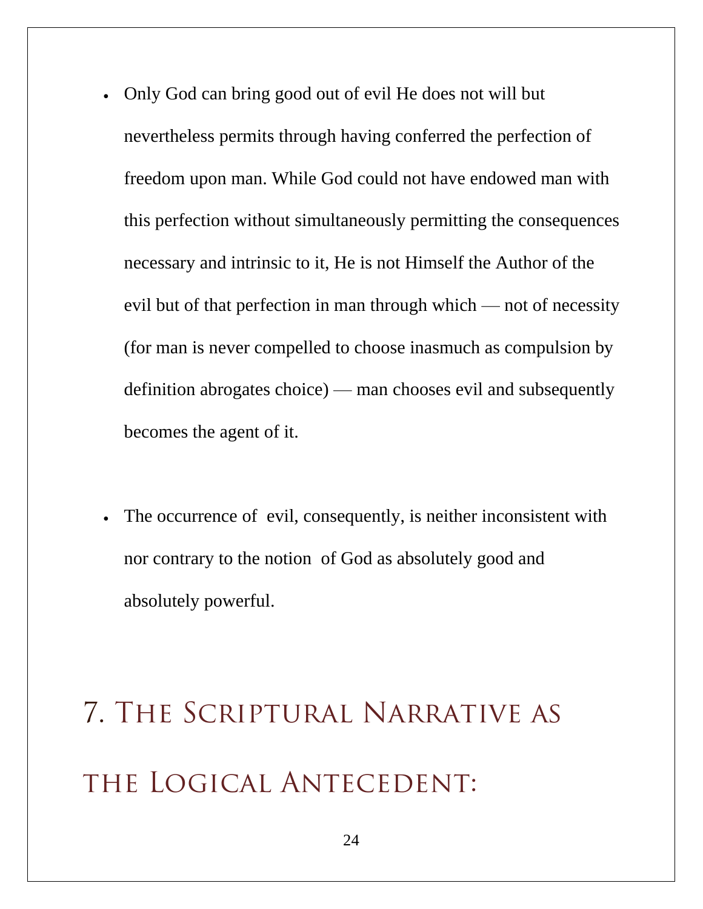- Only God can bring good out of evil He does not will but nevertheless permits through having conferred the perfection of freedom upon man. While God could not have endowed man with this perfection without simultaneously permitting the consequences necessary and intrinsic to it, He is not Himself the Author of the evil but of that perfection in man through which — not of necessity (for man is never compelled to choose inasmuch as compulsion by definition abrogates choice) — man chooses evil and subsequently becomes the agent of it.

- The occurrence of evil, consequently, is neither inconsistent with nor contrary to the notion of God as absolutely good and absolutely powerful.

## 7. The Scriptural Narrative as the Logical Antecedent: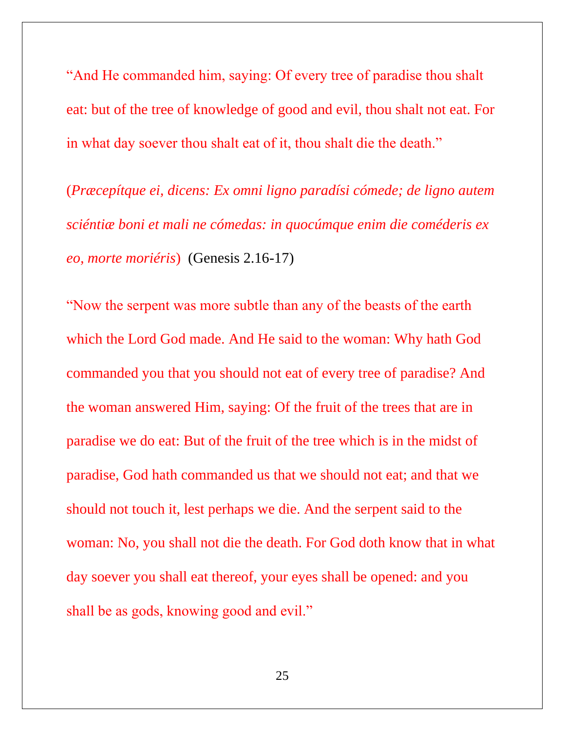"And He commanded him, saying: Of every tree of paradise thou shalt eat: but of the tree of knowledge of good and evil, thou shalt not eat. For in what day soever thou shalt eat of it, thou shalt die the death."

(*Præcepítque ei, dicens: Ex omni ligno paradísi cómede; de ligno autem sciéntiæ boni et mali ne cómedas: in quocúmque enim die coméderis ex eo, morte moriéris*) (Genesis 2.16-17)

"Now the serpent was more subtle than any of the beasts of the earth which the Lord God made. And He said to the woman: Why hath God commanded you that you should not eat of every tree of paradise? And the woman answered Him, saying: Of the fruit of the trees that are in paradise we do eat: But of the fruit of the tree which is in the midst of paradise, God hath commanded us that we should not eat; and that we should not touch it, lest perhaps we die. And the serpent said to the woman: No, you shall not die the death. For God doth know that in what day soever you shall eat thereof, your eyes shall be opened: and you shall be as gods, knowing good and evil."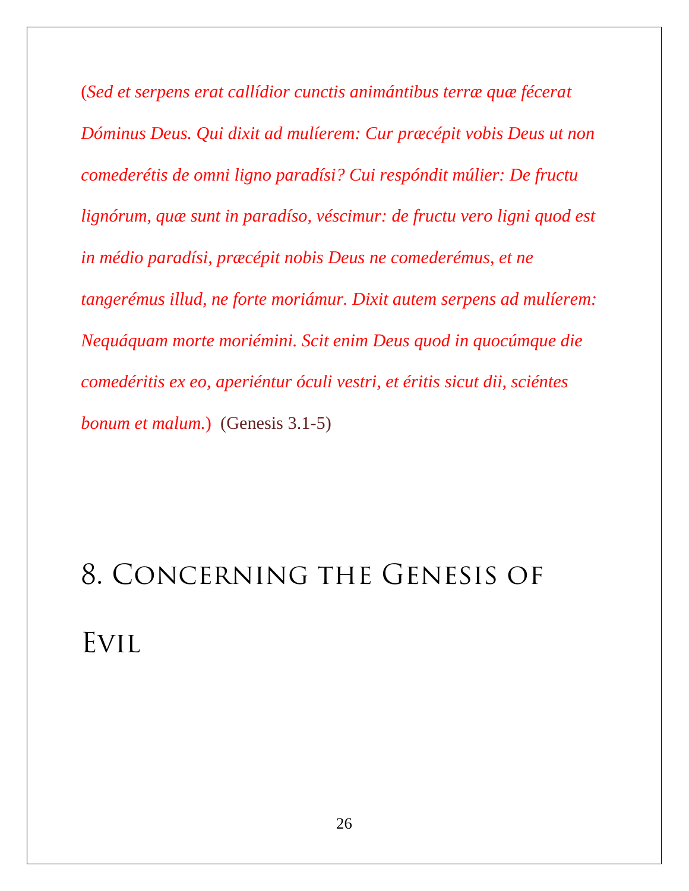(*Sed et serpens erat callídior cunctis animántibus terræ quæ fécerat Dóminus Deus. Qui dixit ad mulíerem: Cur præcépit vobis Deus ut non comederétis de omni ligno paradísi? Cui respóndit múlier: De fructu lignórum, quæ sunt in paradíso, véscimur: de fructu vero ligni quod est in médio paradísi, præcépit nobis Deus ne comederémus, et ne tangerémus illud, ne forte moriámur. Dixit autem serpens ad mulíerem: Nequáquam morte moriémini. Scit enim Deus quod in quocúmque die comedéritis ex eo, aperiéntur óculi vestri, et éritis sicut dii, sciéntes bonum et malum.*) (Genesis 3.1-5)

# 8. Concerning the Genesis of Evil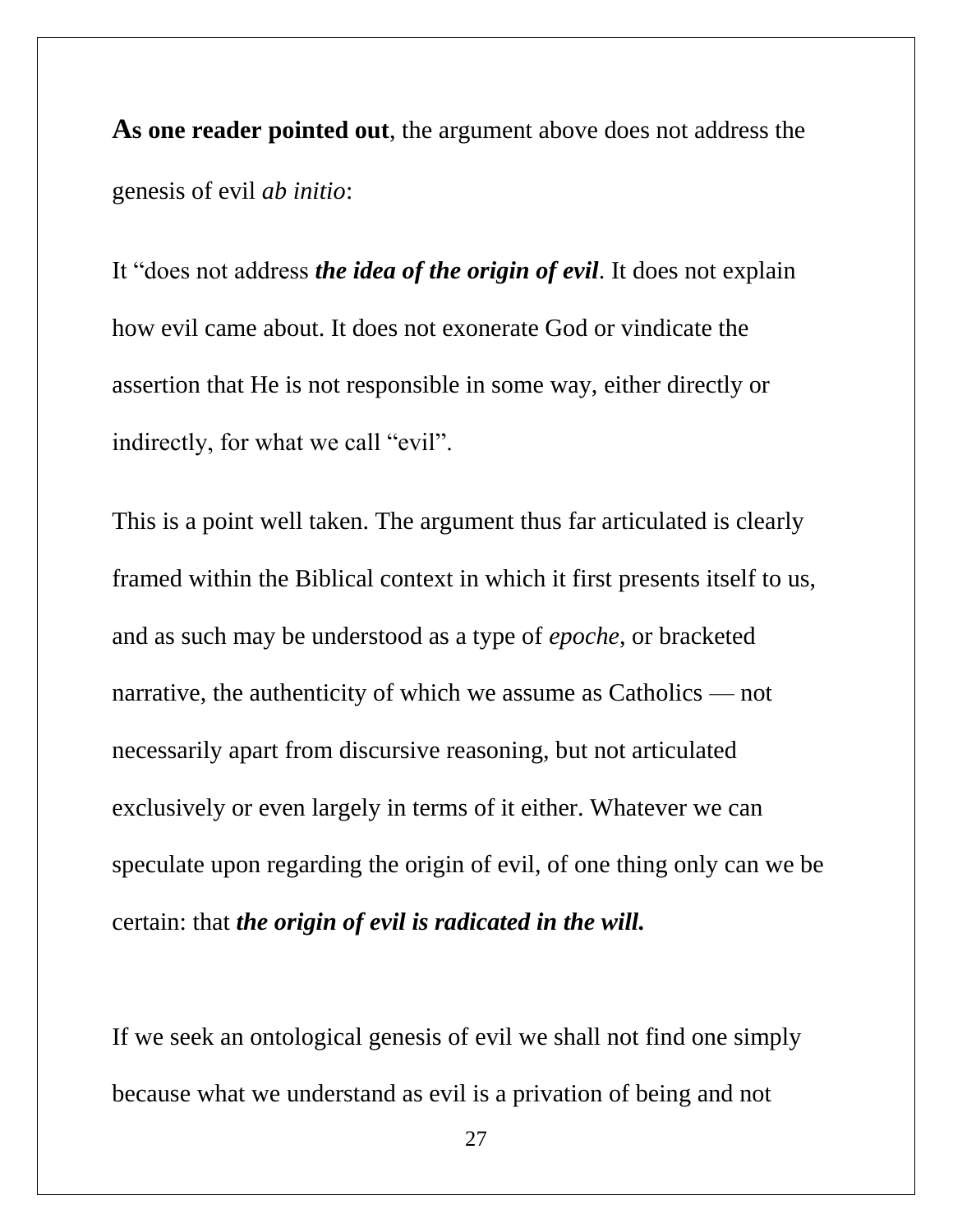**As one reader pointed out**, the argument above does not address the genesis of evil *ab initio*:

It "does not address ***the idea of the origin of evil***. It does not explain how evil came about. It does not exonerate God or vindicate the assertion that He is not responsible in some way, either directly or indirectly, for what we call "evil".

This is a point well taken. The argument thus far articulated is clearly framed within the Biblical context in which it first presents itself to us, and as such may be understood as a type of *epoche*, or bracketed narrative, the authenticity of which we assume as Catholics — not necessarily apart from discursive reasoning, but not articulated exclusively or even largely in terms of it either. Whatever we can speculate upon regarding the origin of evil, of one thing only can we be certain: that ***the origin of evil is radicated in the will.***

If we seek an ontological genesis of evil we shall not find one simply because what we understand as evil is a privation of being and not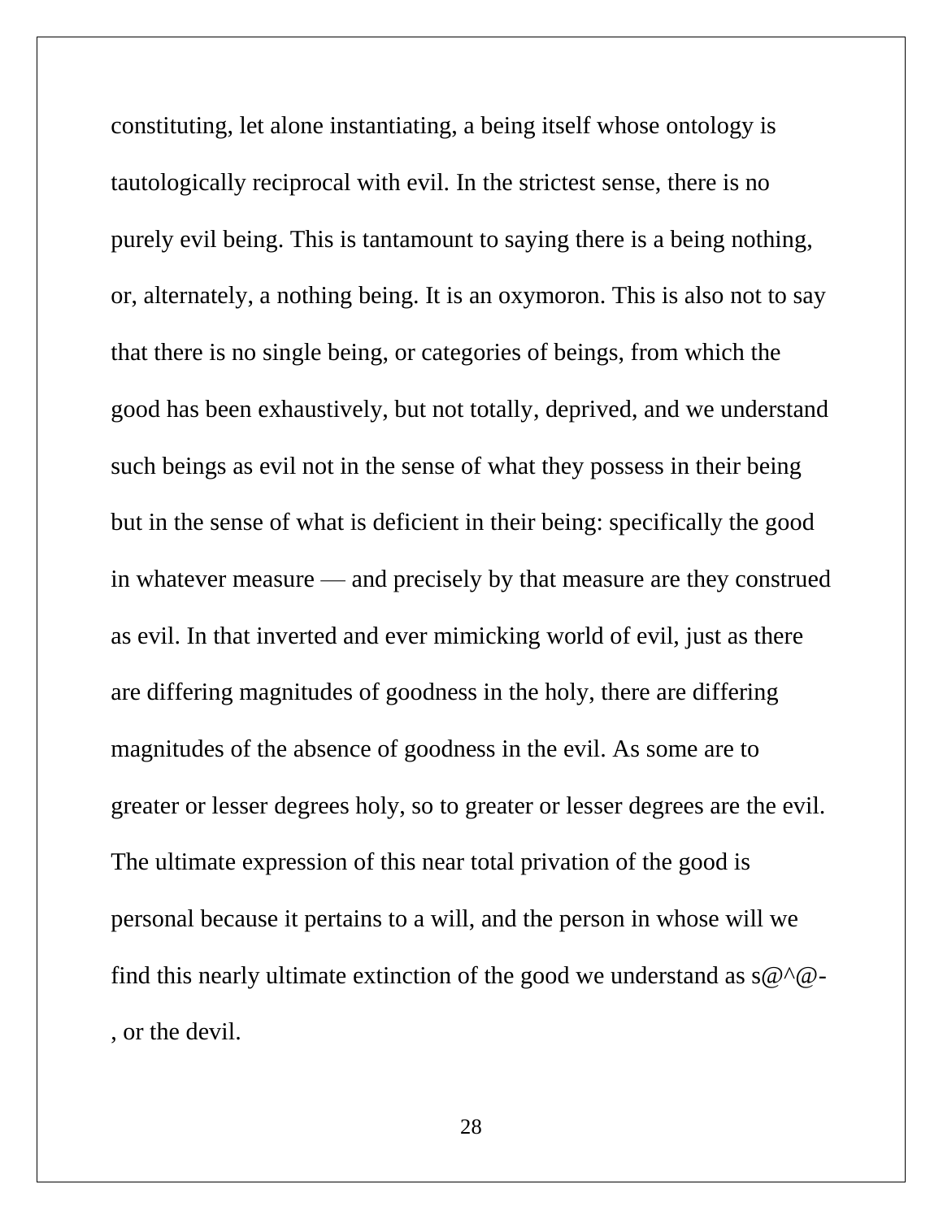constituting, let alone instantiating, a being itself whose ontology is tautologically reciprocal with evil. In the strictest sense, there is no purely evil being. This is tantamount to saying there is a being nothing, or, alternately, a nothing being. It is an oxymoron. This is also not to say that there is no single being, or categories of beings, from which the good has been exhaustively, but not totally, deprived, and we understand such beings as evil not in the sense of what they possess in their being but in the sense of what is deficient in their being: specifically the good in whatever measure — and precisely by that measure are they construed as evil. In that inverted and ever mimicking world of evil, just as there are differing magnitudes of goodness in the holy, there are differing magnitudes of the absence of goodness in the evil. As some are to greater or lesser degrees holy, so to greater or lesser degrees are the evil. The ultimate expression of this near total privation of the good is personal because it pertains to a will, and the person in whose will we find this nearly ultimate extinction of the good we understand as s@^@-, or the devil.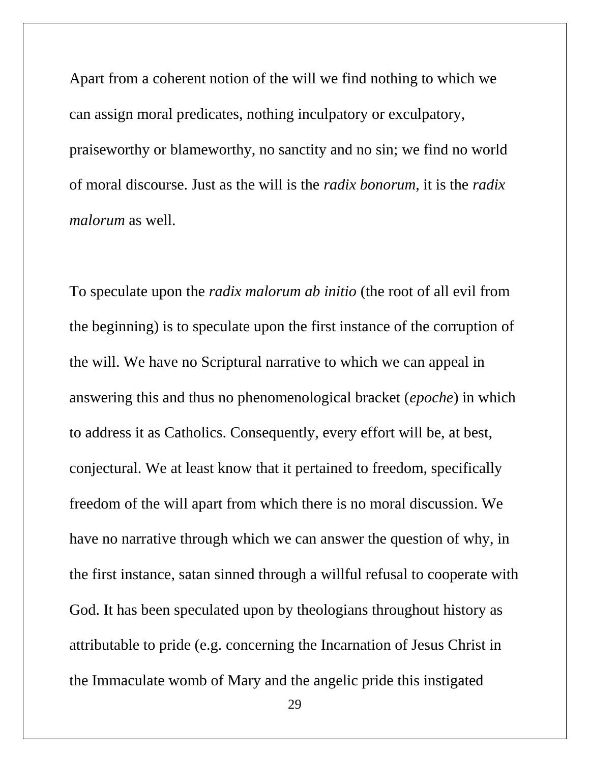Apart from a coherent notion of the will we find nothing to which we can assign moral predicates, nothing inculpatory or exculpatory, praiseworthy or blameworthy, no sanctity and no sin; we find no world of moral discourse. Just as the will is the *radix bonorum*, it is the *radix malorum* as well.

To speculate upon the *radix malorum ab initio* (the root of all evil from the beginning) is to speculate upon the first instance of the corruption of the will. We have no Scriptural narrative to which we can appeal in answering this and thus no phenomenological bracket (*epoche*) in which to address it as Catholics. Consequently, every effort will be, at best, conjectural. We at least know that it pertained to freedom, specifically freedom of the will apart from which there is no moral discussion. We have no narrative through which we can answer the question of why, in the first instance, satan sinned through a willful refusal to cooperate with God. It has been speculated upon by theologians throughout history as attributable to pride (e.g. concerning the Incarnation of Jesus Christ in the Immaculate womb of Mary and the angelic pride this instigated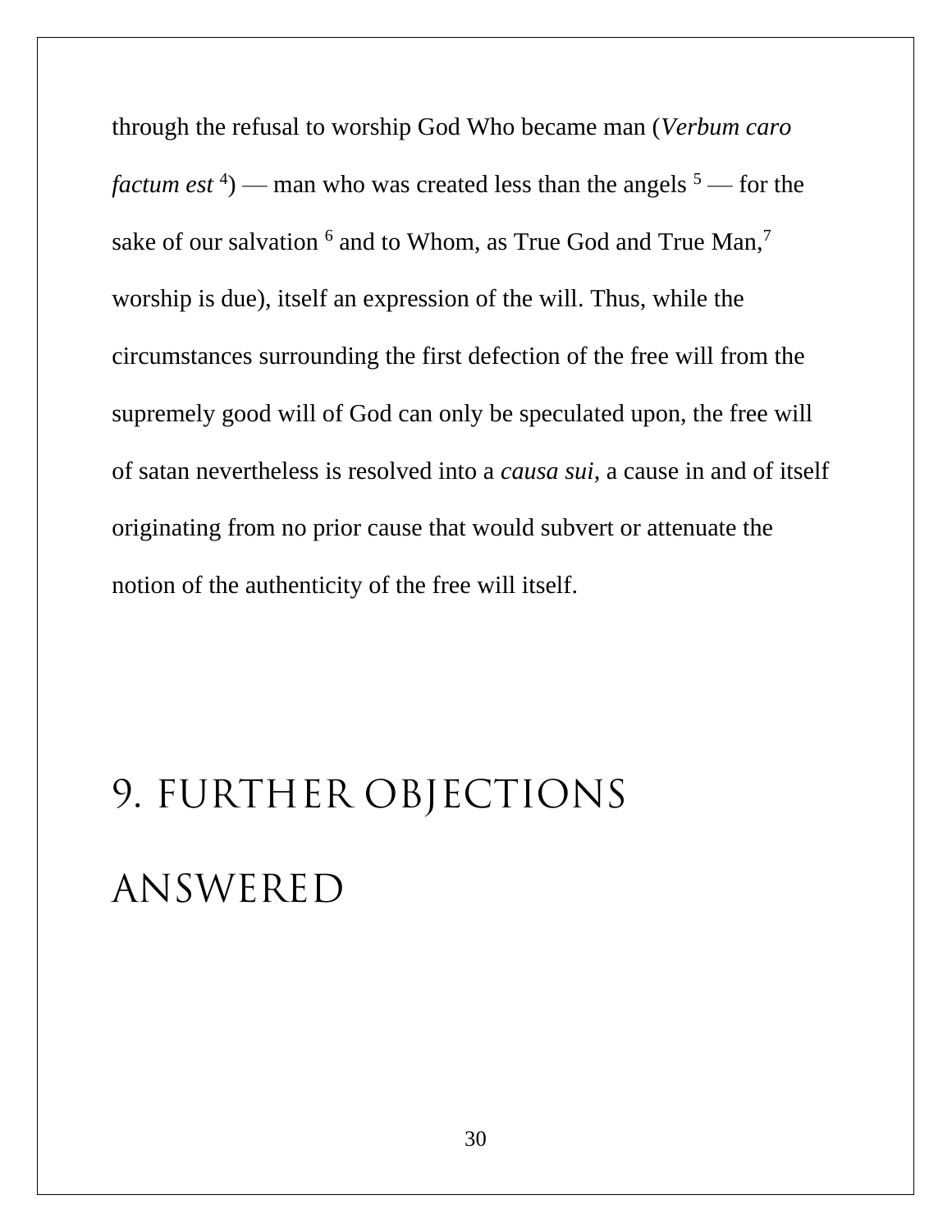through the refusal to worship God Who became man (*Verbum caro factum est* [4]) — man who was created less than the angels [5] — for the sake of our salvation [6] and to Whom, as True God and True Man,[7] worship is due), itself an expression of the will. Thus, while the circumstances surrounding the first defection of the free will from the supremely good will of God can only be speculated upon, the free will of satan nevertheless is resolved into a *causa sui*, a cause in and of itself originating from no prior cause that would subvert or attenuate the notion of the authenticity of the free will itself.

# 9. FURTHER OBJECTIONS ANSWERED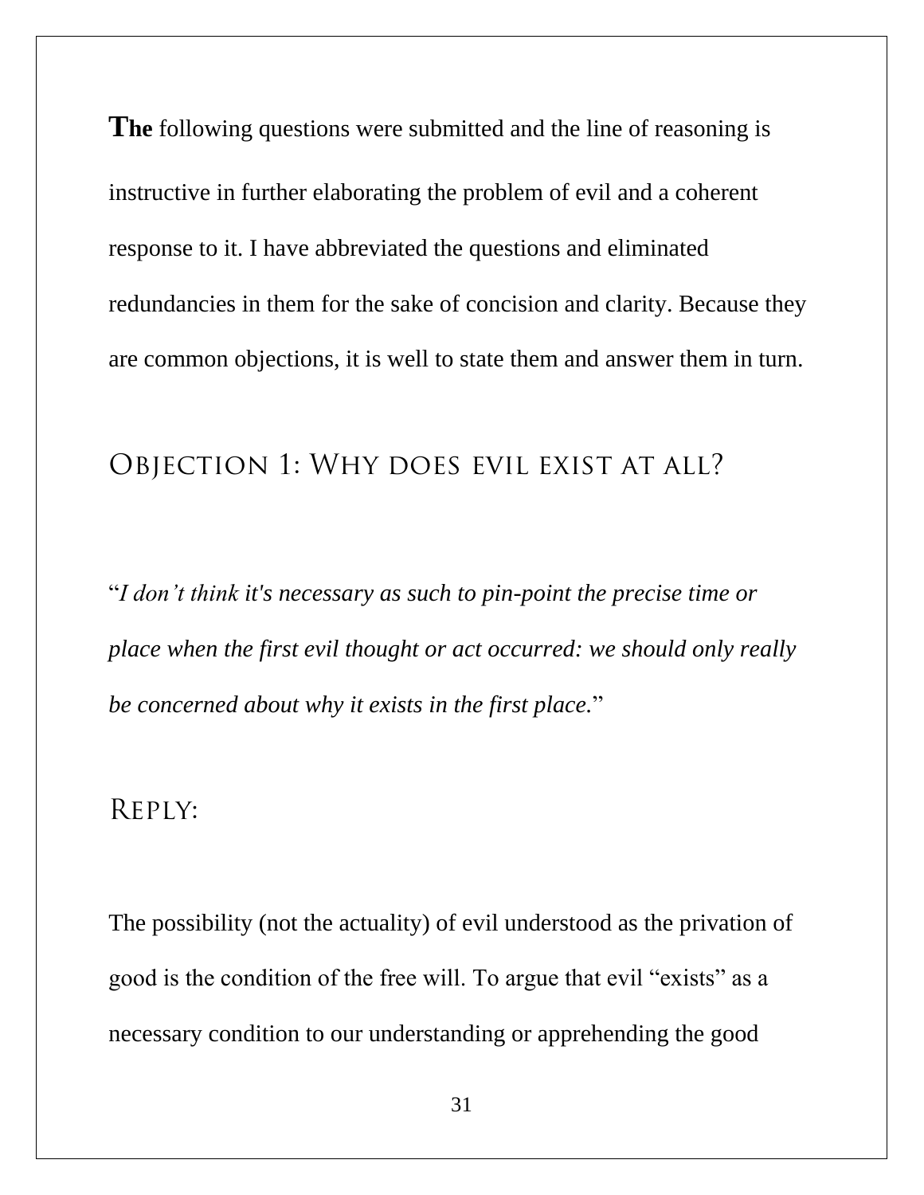**The** following questions were submitted and the line of reasoning is instructive in further elaborating the problem of evil and a coherent response to it. I have abbreviated the questions and eliminated redundancies in them for the sake of concision and clarity. Because they are common objections, it is well to state them and answer them in turn.

## Objection 1: Why does evil exist at all?

"*I don't think it's necessary as such to pin-point the precise time or place when the first evil thought or act occurred: we should only really be concerned about why it exists in the first place.*"

## Reply:

The possibility (not the actuality) of evil understood as the privation of good is the condition of the free will. To argue that evil "exists" as a necessary condition to our understanding or apprehending the good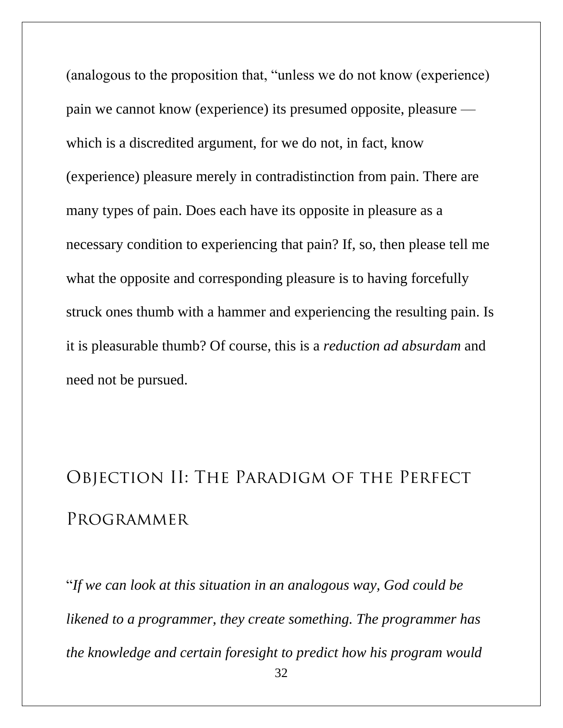(analogous to the proposition that, "unless we do not know (experience) pain we cannot know (experience) its presumed opposite, pleasure — which is a discredited argument, for we do not, in fact, know (experience) pleasure merely in contradistinction from pain. There are many types of pain. Does each have its opposite in pleasure as a necessary condition to experiencing that pain? If, so, then please tell me what the opposite and corresponding pleasure is to having forcefully struck ones thumb with a hammer and experiencing the resulting pain. Is it is pleasurable thumb? Of course, this is a *reduction ad absurdam* and need not be pursued.

## Objection II: The Paradigm of the Perfect Programmer

"*If we can look at this situation in an analogous way, God could be likened to a programmer, they create something. The programmer has the knowledge and certain foresight to predict how his program would*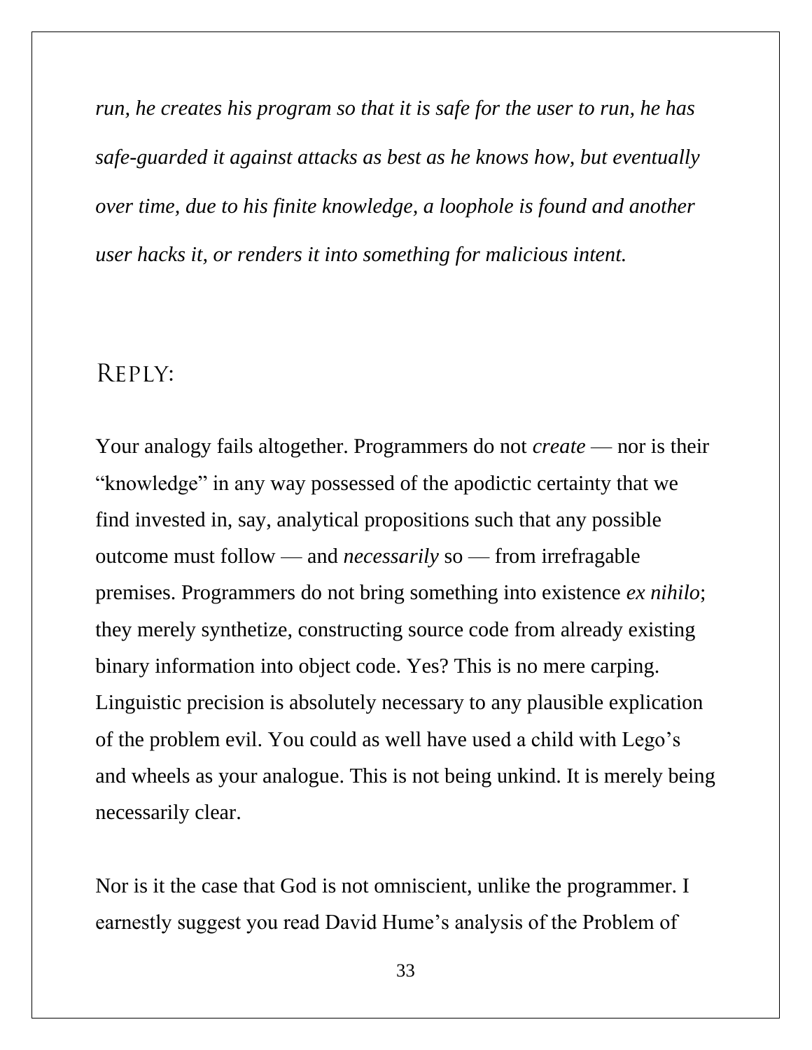*run, he creates his program so that it is safe for the user to run, he has safe-guarded it against attacks as best as he knows how, but eventually over time, due to his finite knowledge, a loophole is found and another user hacks it, or renders it into something for malicious intent.*

## REPLY:

Your analogy fails altogether. Programmers do not *create* — nor is their "knowledge" in any way possessed of the apodictic certainty that we find invested in, say, analytical propositions such that any possible outcome must follow — and *necessarily* so — from irrefragable premises. Programmers do not bring something into existence *ex nihilo*; they merely synthetize, constructing source code from already existing binary information into object code. Yes? This is no mere carping. Linguistic precision is absolutely necessary to any plausible explication of the problem evil. You could as well have used a child with Lego's and wheels as your analogue. This is not being unkind. It is merely being necessarily clear.

Nor is it the case that God is not omniscient, unlike the programmer. I earnestly suggest you read David Hume's analysis of the Problem of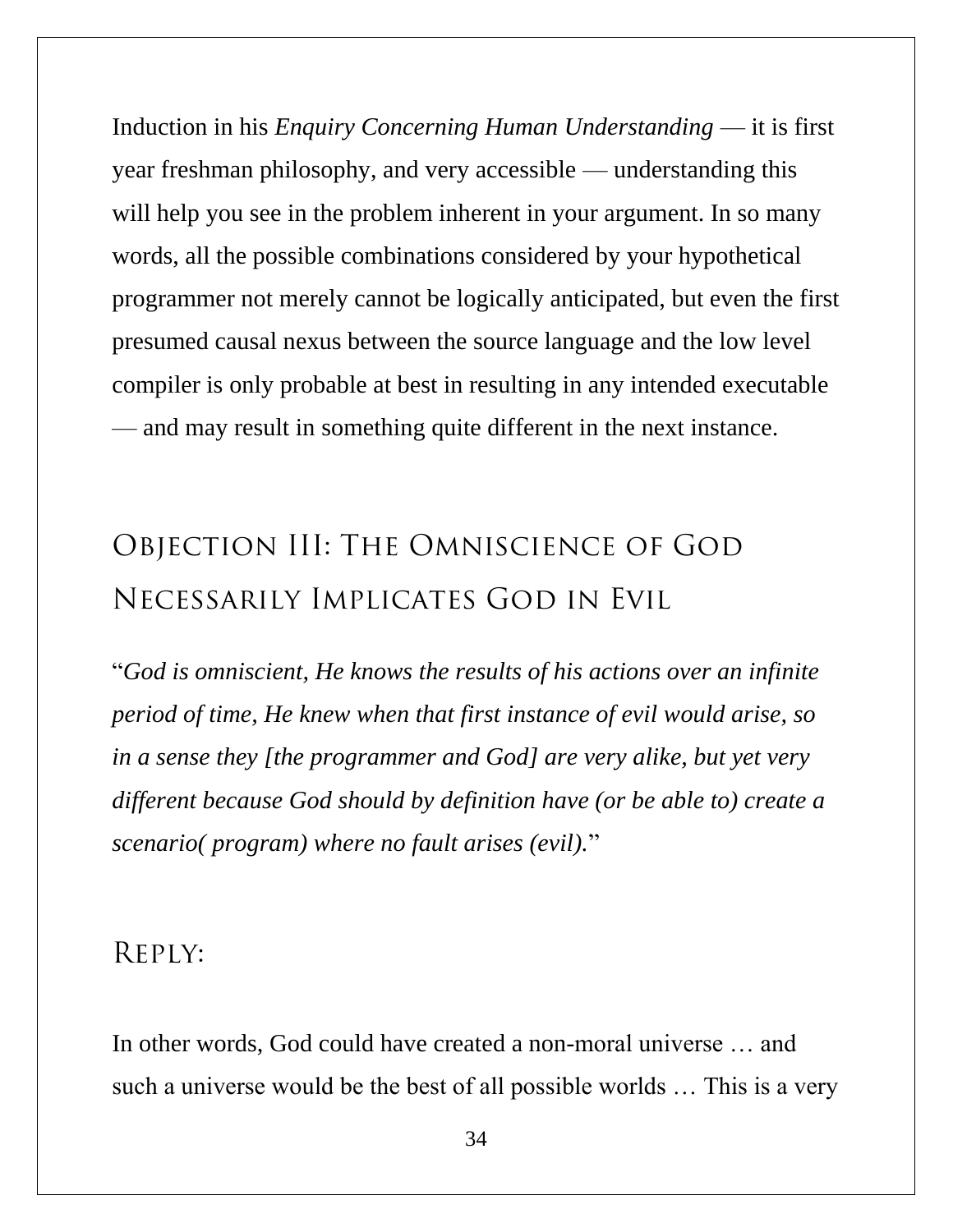Induction in his *Enquiry Concerning Human Understanding* — it is first year freshman philosophy, and very accessible — understanding this will help you see in the problem inherent in your argument. In so many words, all the possible combinations considered by your hypothetical programmer not merely cannot be logically anticipated, but even the first presumed causal nexus between the source language and the low level compiler is only probable at best in resulting in any intended executable — and may result in something quite different in the next instance.

## Objection III: The Omniscience of God Necessarily Implicates God in Evil

"*God is omniscient, He knows the results of his actions over an infinite period of time, He knew when that first instance of evil would arise, so in a sense they [the programmer and God] are very alike, but yet very different because God should by definition have (or be able to) create a scenario( program) where no fault arises (evil).*"

## Reply:

In other words, God could have created a non-moral universe … and such a universe would be the best of all possible worlds … This is a very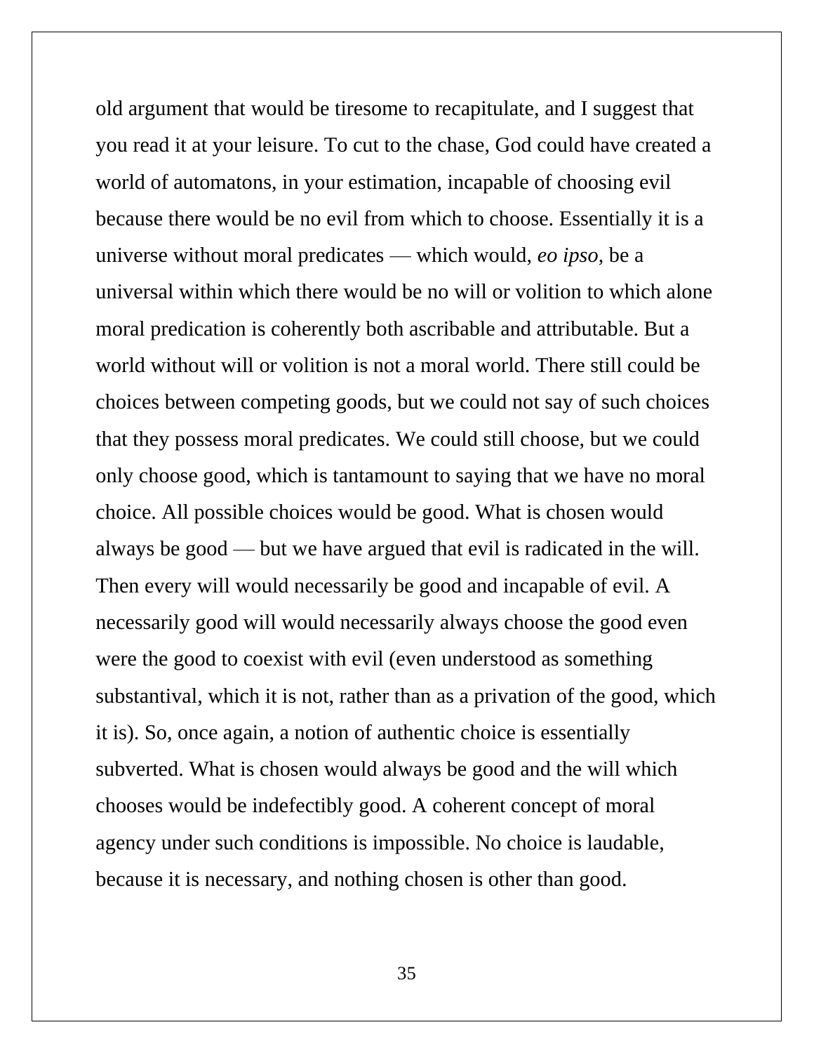old argument that would be tiresome to recapitulate, and I suggest that you read it at your leisure. To cut to the chase, God could have created a world of automatons, in your estimation, incapable of choosing evil because there would be no evil from which to choose. Essentially it is a universe without moral predicates — which would, *eo ipso*, be a universal within which there would be no will or volition to which alone moral predication is coherently both ascribable and attributable. But a world without will or volition is not a moral world. There still could be choices between competing goods, but we could not say of such choices that they possess moral predicates. We could still choose, but we could only choose good, which is tantamount to saying that we have no moral choice. All possible choices would be good. What is chosen would always be good — but we have argued that evil is radicated in the will. Then every will would necessarily be good and incapable of evil. A necessarily good will would necessarily always choose the good even were the good to coexist with evil (even understood as something substantival, which it is not, rather than as a privation of the good, which it is). So, once again, a notion of authentic choice is essentially subverted. What is chosen would always be good and the will which chooses would be indefectibly good. A coherent concept of moral agency under such conditions is impossible. No choice is laudable, because it is necessary, and nothing chosen is other than good.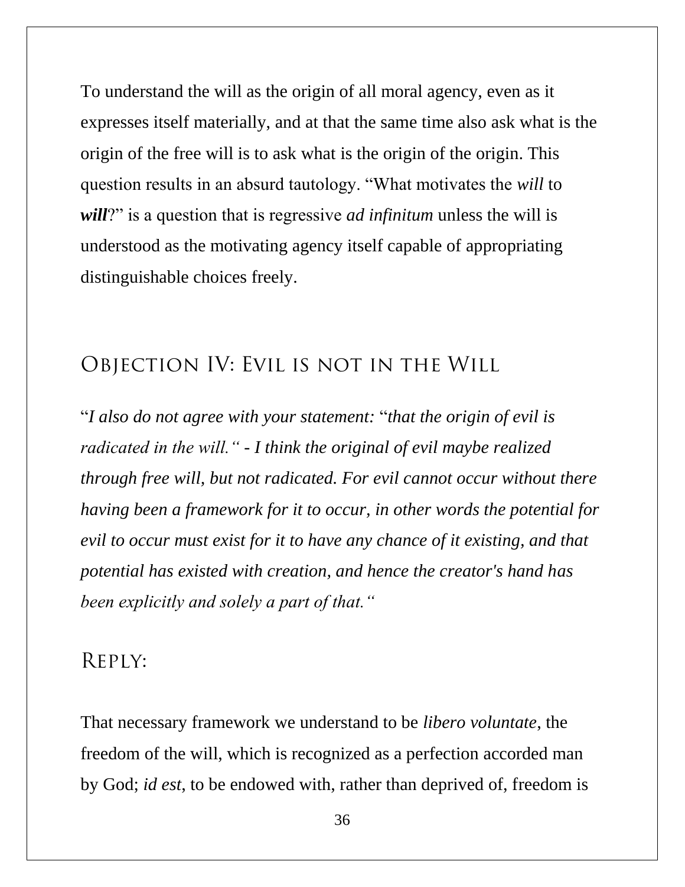To understand the will as the origin of all moral agency, even as it expresses itself materially, and at that the same time also ask what is the origin of the free will is to ask what is the origin of the origin. This question results in an absurd tautology. "What motivates the *will* to ***will***?" is a question that is regressive *ad infinitum* unless the will is understood as the motivating agency itself capable of appropriating distinguishable choices freely.

## Objection IV: Evil is not in the Will

"*I also do not agree with your statement:* "*that the origin of evil is radicated in the will." - I think the original of evil maybe realized through free will, but not radicated. For evil cannot occur without there having been a framework for it to occur, in other words the potential for evil to occur must exist for it to have any chance of it existing, and that potential has existed with creation, and hence the creator's hand has been explicitly and solely a part of that."*

## Reply:

That necessary framework we understand to be *libero voluntate*, the freedom of the will, which is recognized as a perfection accorded man by God; *id est*, to be endowed with, rather than deprived of, freedom is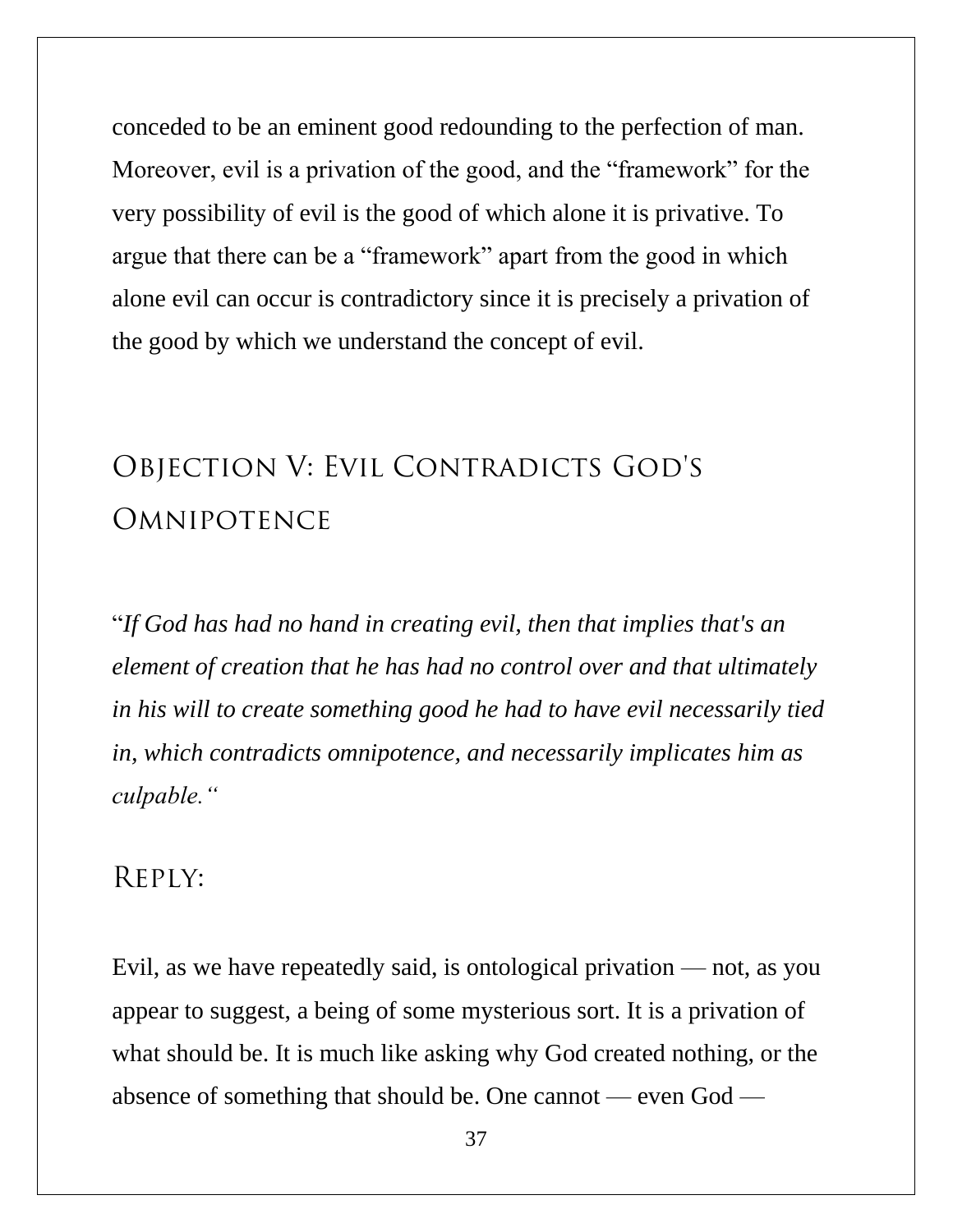conceded to be an eminent good redounding to the perfection of man. Moreover, evil is a privation of the good, and the "framework" for the very possibility of evil is the good of which alone it is privative. To argue that there can be a "framework" apart from the good in which alone evil can occur is contradictory since it is precisely a privation of the good by which we understand the concept of evil.

## Objection V: Evil Contradicts God's Omnipotence

"*If God has had no hand in creating evil, then that implies that's an element of creation that he has had no control over and that ultimately in his will to create something good he had to have evil necessarily tied in, which contradicts omnipotence, and necessarily implicates him as culpable.*"

### Reply:

Evil, as we have repeatedly said, is ontological privation — not, as you appear to suggest, a being of some mysterious sort. It is a privation of what should be. It is much like asking why God created nothing, or the absence of something that should be. One cannot — even God —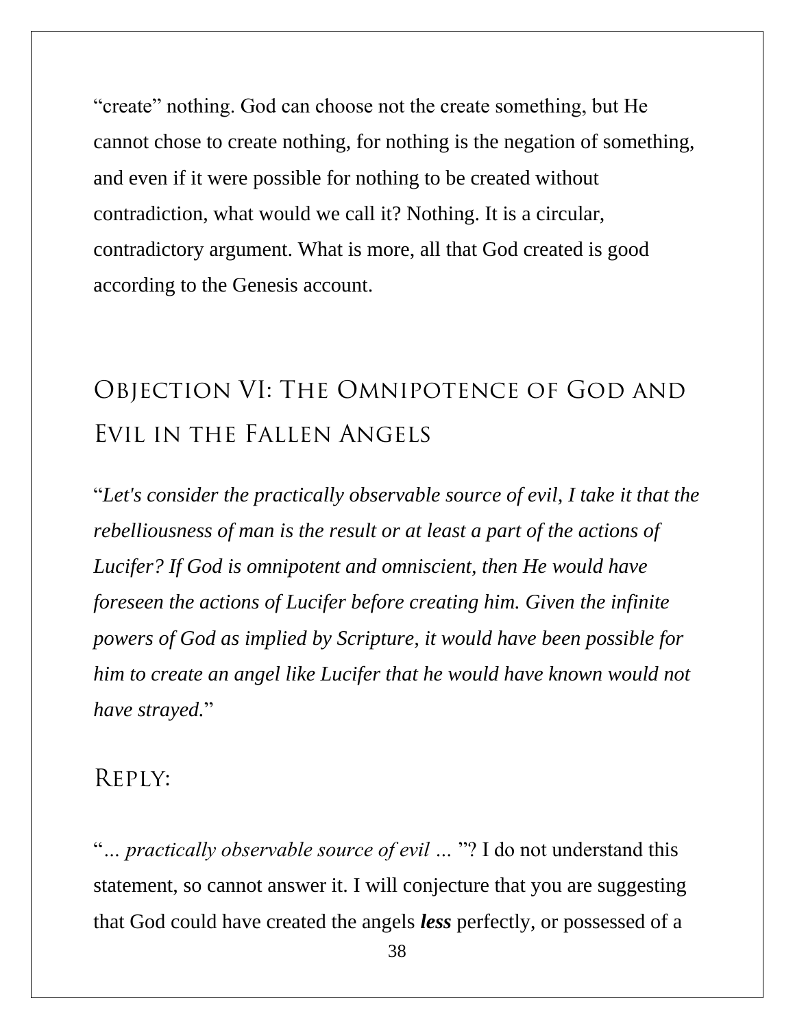"create" nothing. God can choose not the create something, but He cannot chose to create nothing, for nothing is the negation of something, and even if it were possible for nothing to be created without contradiction, what would we call it? Nothing. It is a circular, contradictory argument. What is more, all that God created is good according to the Genesis account.

## Objection VI: The Omnipotence of God and Evil in the Fallen Angels

"*Let's consider the practically observable source of evil, I take it that the rebelliousness of man is the result or at least a part of the actions of Lucifer? If God is omnipotent and omniscient, then He would have foreseen the actions of Lucifer before creating him. Given the infinite powers of God as implied by Scripture, it would have been possible for him to create an angel like Lucifer that he would have known would not have strayed.*"

### Reply:

"*… practically observable source of evil …* "? I do not understand this statement, so cannot answer it. I will conjecture that you are suggesting that God could have created the angels ***less*** perfectly, or possessed of a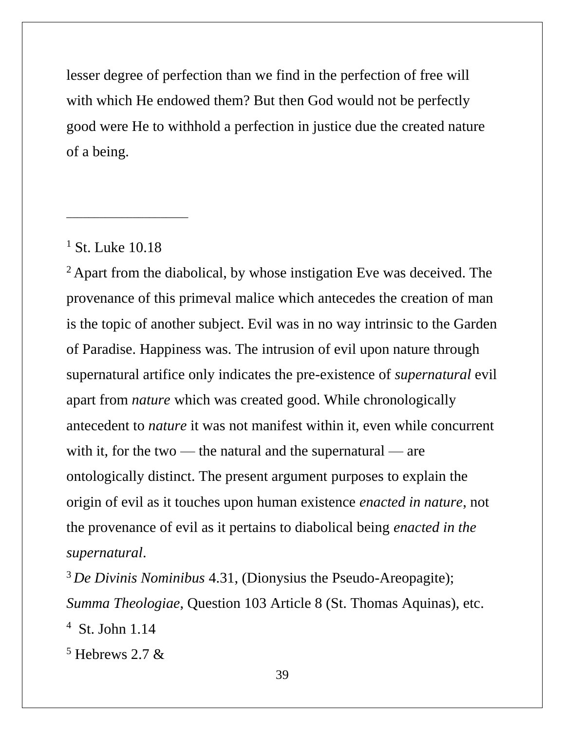lesser degree of perfection than we find in the perfection of free will with which He endowed them? But then God would not be perfectly good were He to withhold a perfection in justice due the created nature of a being.

---

[1] St. Luke 10.18

[2] Apart from the diabolical, by whose instigation Eve was deceived. The provenance of this primeval malice which antecedes the creation of man is the topic of another subject. Evil was in no way intrinsic to the Garden of Paradise. Happiness was. The intrusion of evil upon nature through supernatural artifice only indicates the pre-existence of *supernatural* evil apart from *nature* which was created good. While chronologically antecedent to *nature* it was not manifest within it, even while concurrent with it, for the two — the natural and the supernatural — are ontologically distinct. The present argument purposes to explain the origin of evil as it touches upon human existence *enacted in nature*, not the provenance of evil as it pertains to diabolical being *enacted in the supernatural*.

[3] *De Divinis Nominibus* 4.31, (Dionysius the Pseudo-Areopagite); *Summa Theologiae*, Question 103 Article 8 (St. Thomas Aquinas), etc.

[4] St. John 1.14

[5] Hebrews 2.7 &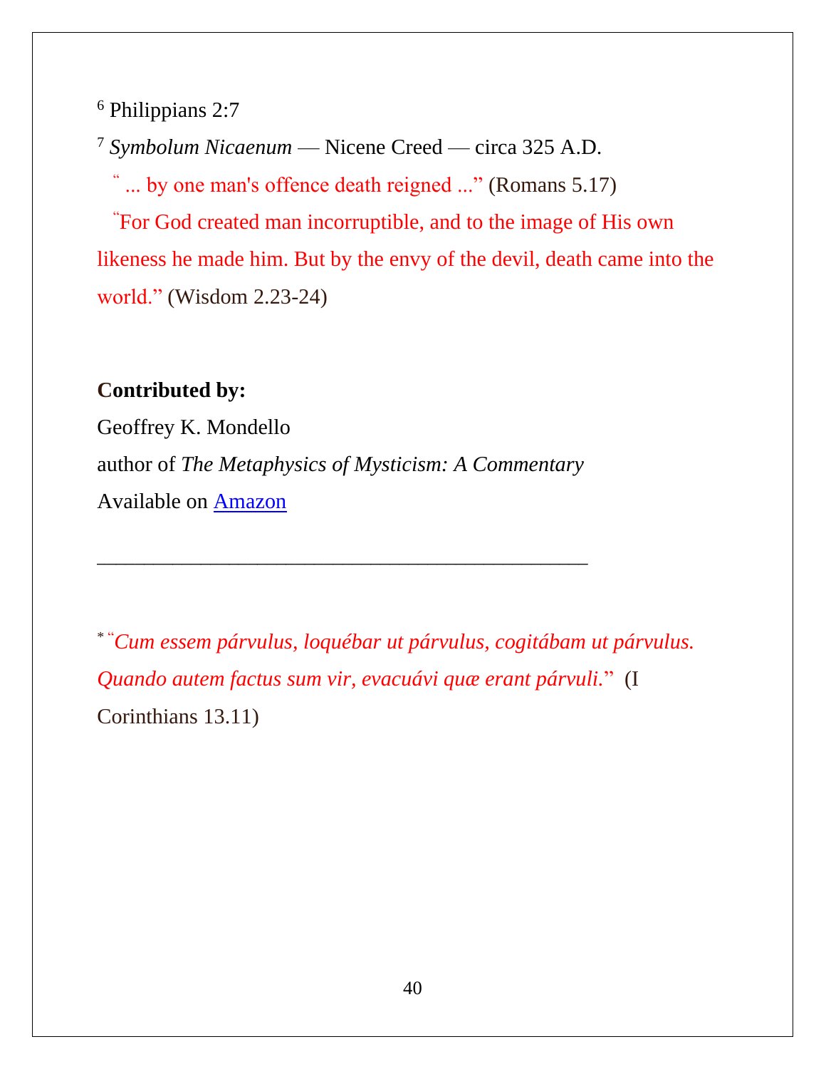[6] Philippians 2:7

[7] *Symbolum Nicaenum* — Nicene Creed — circa 325 A.D.

" ... by one man's offence death reigned ..." (Romans 5.17)

"For God created man incorruptible, and to the image of His own likeness he made him. But by the envy of the devil, death came into the world." (Wisdom 2.23-24)

**Contributed by:**

Geoffrey K. Mondello

author of *The Metaphysics of Mysticism: A Commentary*

Available on [Amazon]

---

* "*Cum essem párvulus, loquébar ut párvulus, cogitábam ut párvulus. Quando autem factus sum vir, evacuávi quæ erant párvuli.*" (I Corinthians 13.11)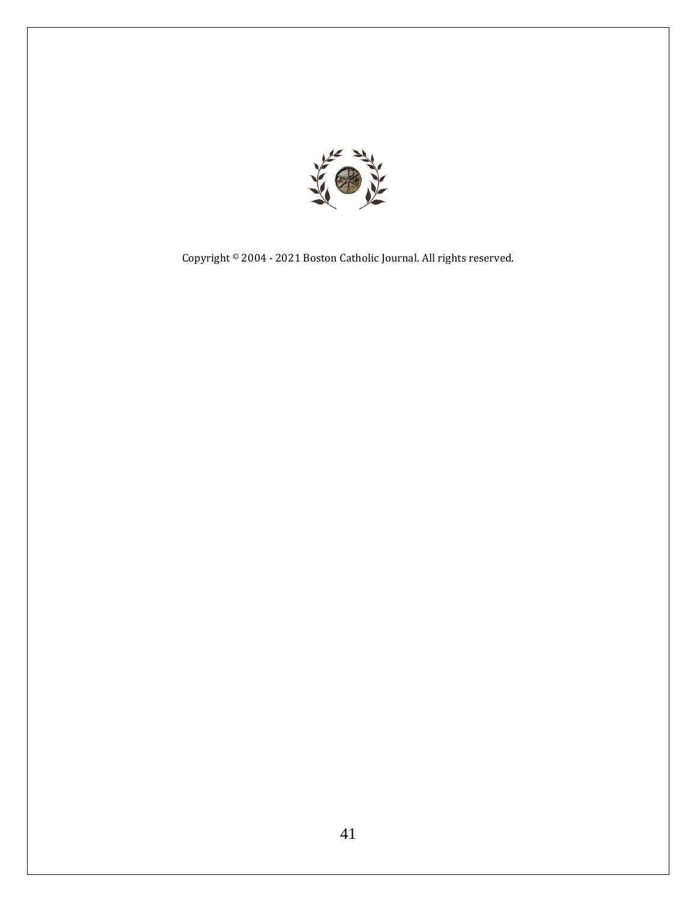Copyright © 2004 - 2021 Boston Catholic Journal. All rights reserved.